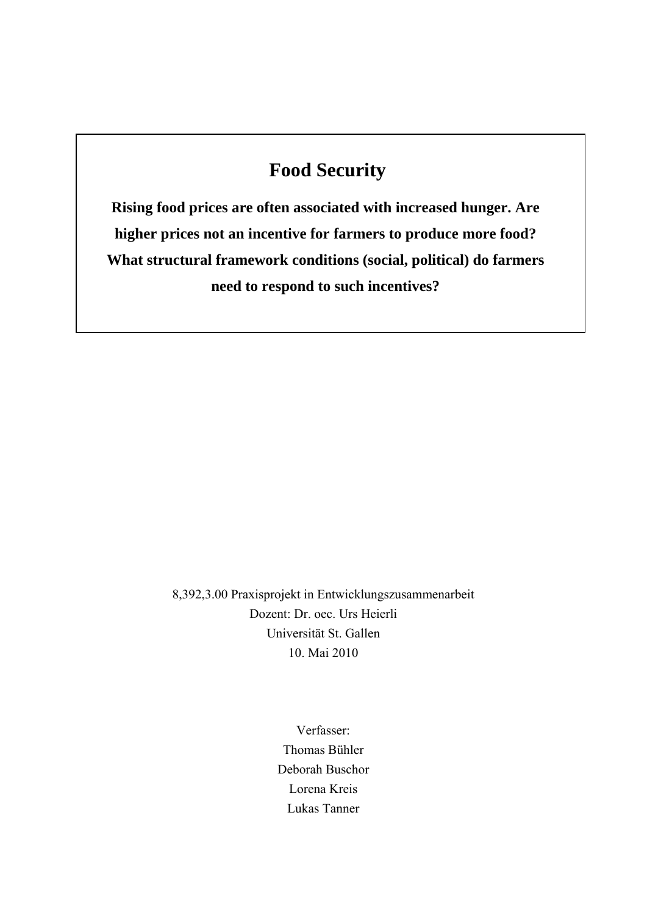# Food Security

**Rising food prices are often associated with increased hunger. Are higher prices not an incentive for farmers to produce more food? What structural framework conditions (social, political) do farmers need to respond to such incentives?**

8,392,3.00 Praxisprojekt in Entwicklungszusammenarbeit
Dozent: Dr. oec. Urs Heierli
Universität St. Gallen
10. Mai 2010

Verfasser:
Thomas Bühler
Deborah Buschor
Lorena Kreis
Lukas Tanner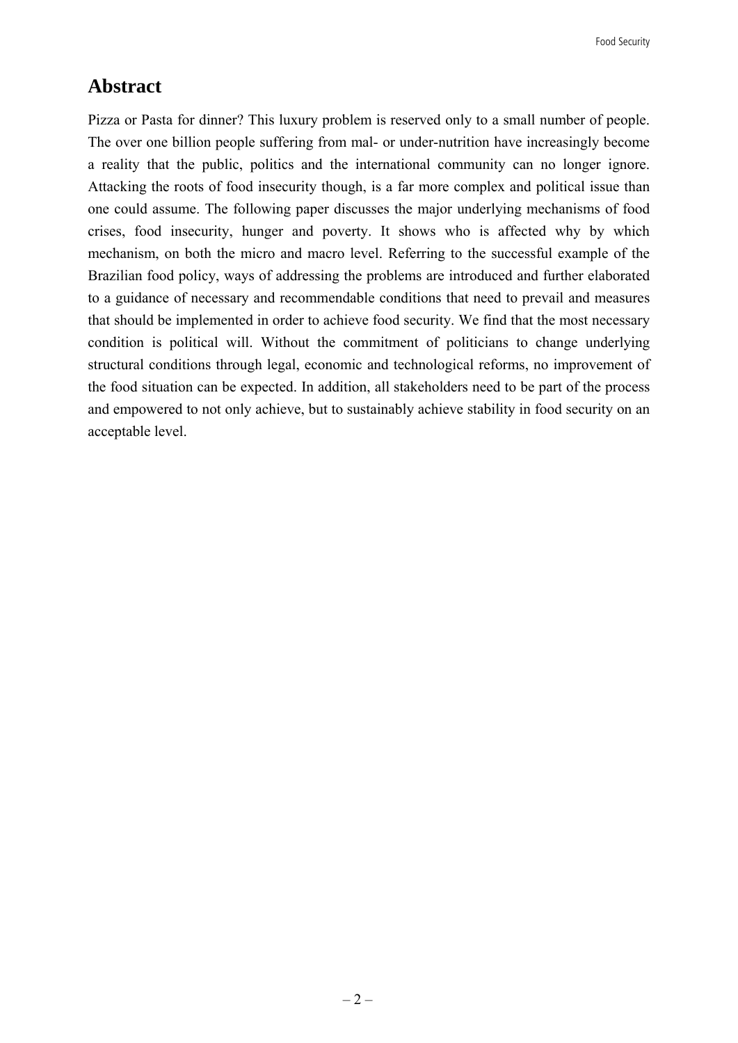## Abstract

Pizza or Pasta for dinner? This luxury problem is reserved only to a small number of people. The over one billion people suffering from mal- or under-nutrition have increasingly become a reality that the public, politics and the international community can no longer ignore. Attacking the roots of food insecurity though, is a far more complex and political issue than one could assume. The following paper discusses the major underlying mechanisms of food crises, food insecurity, hunger and poverty. It shows who is affected why by which mechanism, on both the micro and macro level. Referring to the successful example of the Brazilian food policy, ways of addressing the problems are introduced and further elaborated to a guidance of necessary and recommendable conditions that need to prevail and measures that should be implemented in order to achieve food security. We find that the most necessary condition is political will. Without the commitment of politicians to change underlying structural conditions through legal, economic and technological reforms, no improvement of the food situation can be expected. In addition, all stakeholders need to be part of the process and empowered to not only achieve, but to sustainably achieve stability in food security on an acceptable level.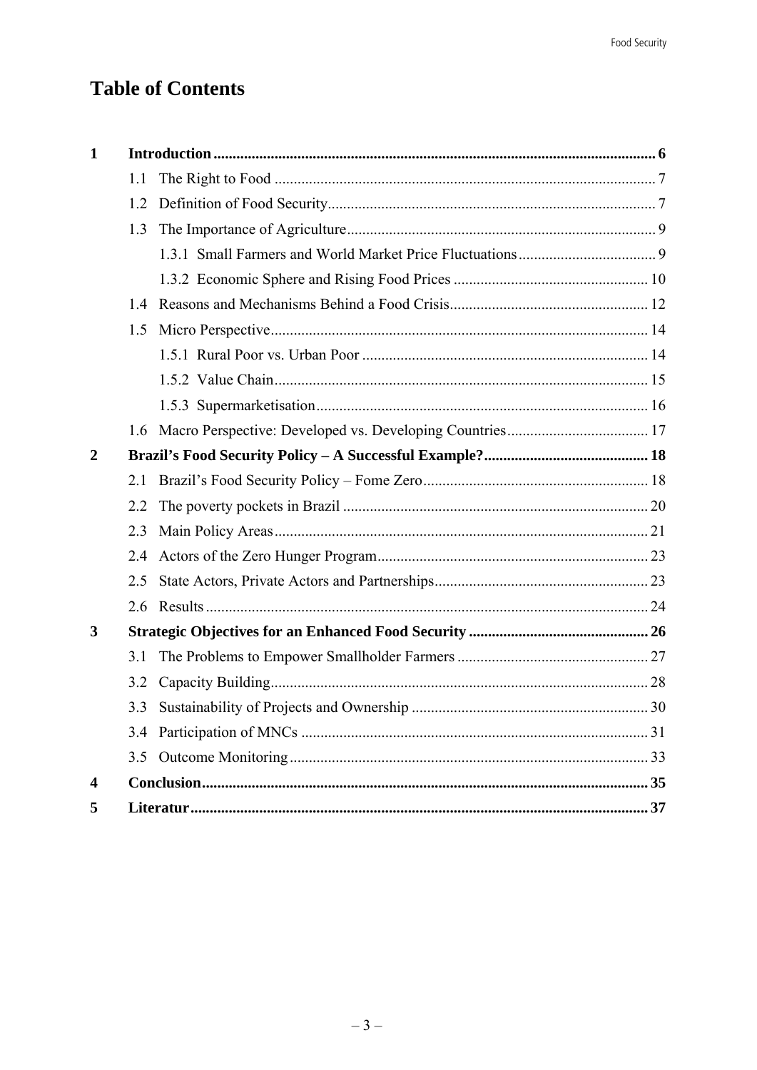# Table of Contents

- **1 Introduction** 6
  - 1.1 The Right to Food 7
  - 1.2 Definition of Food Security 7
  - 1.3 The Importance of Agriculture 9
    - 1.3.1 Small Farmers and World Market Price Fluctuations 9
    - 1.3.2 Economic Sphere and Rising Food Prices 10
  - 1.4 Reasons and Mechanisms Behind a Food Crisis 12
  - 1.5 Micro Perspective 14
    - 1.5.1 Rural Poor vs. Urban Poor 14
    - 1.5.2 Value Chain 15
    - 1.5.3 Supermarketisation 16
  - 1.6 Macro Perspective: Developed vs. Developing Countries 17
- **2 Brazil's Food Security Policy – A Successful Example?** 18
  - 2.1 Brazil's Food Security Policy – Fome Zero 18
  - 2.2 The poverty pockets in Brazil 20
  - 2.3 Main Policy Areas 21
  - 2.4 Actors of the Zero Hunger Program 23
  - 2.5 State Actors, Private Actors and Partnerships 23
  - 2.6 Results 24
- **3 Strategic Objectives for an Enhanced Food Security** 26
  - 3.1 The Problems to Empower Smallholder Farmers 27
  - 3.2 Capacity Building 28
  - 3.3 Sustainability of Projects and Ownership 30
  - 3.4 Participation of MNCs 31
  - 3.5 Outcome Monitoring 33
- **4 Conclusion** 35
- **5 Literatur** 37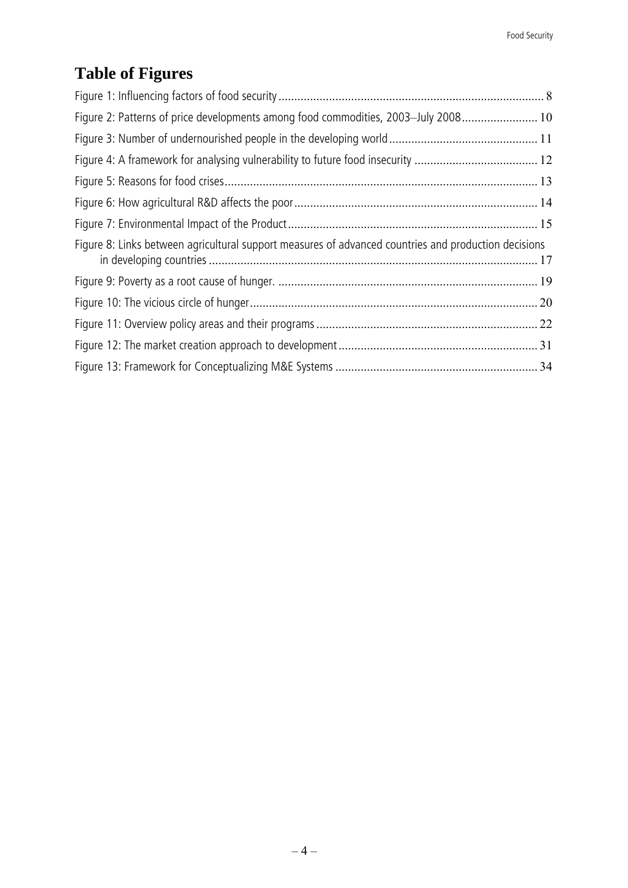# Table of Figures

Figure 1: Influencing factors of food security ........ 8

Figure 2: Patterns of price developments among food commodities, 2003–July 2008 ........ 10

Figure 3: Number of undernourished people in the developing world ........ 11

Figure 4: A framework for analysing vulnerability to future food insecurity ........ 12

Figure 5: Reasons for food crises ........ 13

Figure 6: How agricultural R&D affects the poor ........ 14

Figure 7: Environmental Impact of the Product ........ 15

Figure 8: Links between agricultural support measures of advanced countries and production decisions in developing countries ........ 17

Figure 9: Poverty as a root cause of hunger. ........ 19

Figure 10: The vicious circle of hunger ........ 20

Figure 11: Overview policy areas and their programs ........ 22

Figure 12: The market creation approach to development ........ 31

Figure 13: Framework for Conceptualizing M&E Systems ........ 34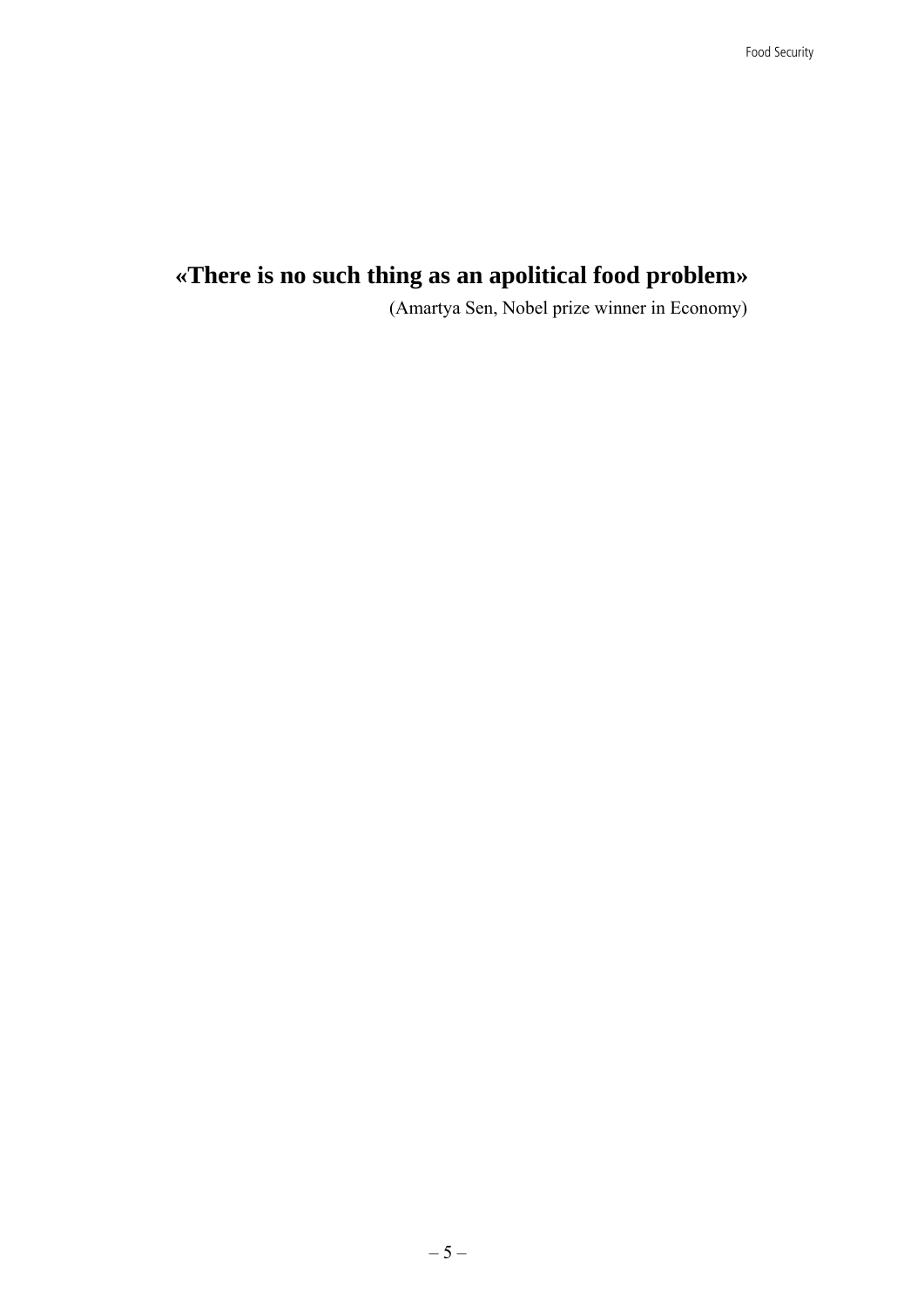**«There is no such thing as an apolitical food problem»**

(Amartya Sen, Nobel prize winner in Economy)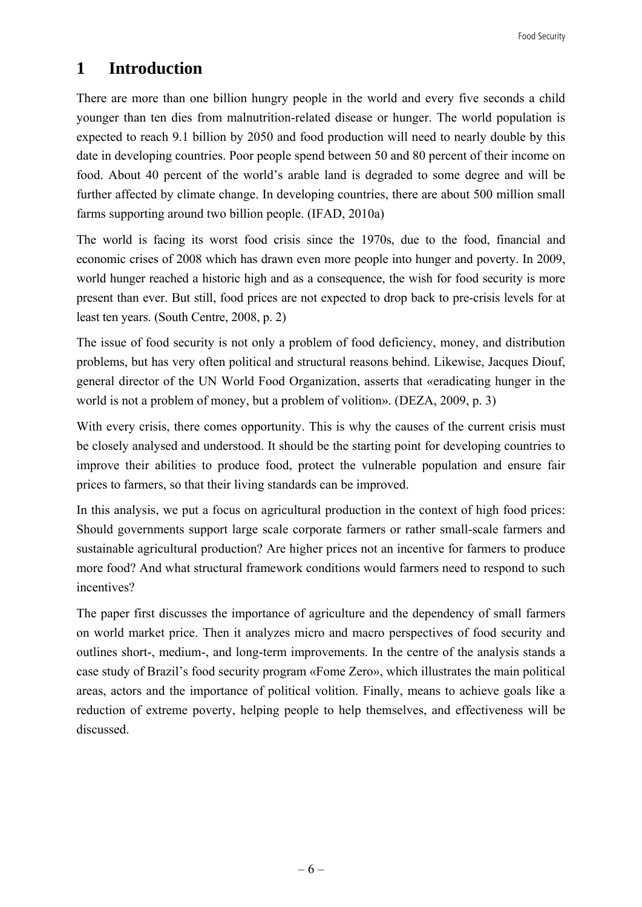# 1 Introduction

There are more than one billion hungry people in the world and every five seconds a child younger than ten dies from malnutrition-related disease or hunger. The world population is expected to reach 9.1 billion by 2050 and food production will need to nearly double by this date in developing countries. Poor people spend between 50 and 80 percent of their income on food. About 40 percent of the world's arable land is degraded to some degree and will be further affected by climate change. In developing countries, there are about 500 million small farms supporting around two billion people. (IFAD, 2010a)

The world is facing its worst food crisis since the 1970s, due to the food, financial and economic crises of 2008 which has drawn even more people into hunger and poverty. In 2009, world hunger reached a historic high and as a consequence, the wish for food security is more present than ever. But still, food prices are not expected to drop back to pre-crisis levels for at least ten years. (South Centre, 2008, p. 2)

The issue of food security is not only a problem of food deficiency, money, and distribution problems, but has very often political and structural reasons behind. Likewise, Jacques Diouf, general director of the UN World Food Organization, asserts that «eradicating hunger in the world is not a problem of money, but a problem of volition». (DEZA, 2009, p. 3)

With every crisis, there comes opportunity. This is why the causes of the current crisis must be closely analysed and understood. It should be the starting point for developing countries to improve their abilities to produce food, protect the vulnerable population and ensure fair prices to farmers, so that their living standards can be improved.

In this analysis, we put a focus on agricultural production in the context of high food prices: Should governments support large scale corporate farmers or rather small-scale farmers and sustainable agricultural production? Are higher prices not an incentive for farmers to produce more food? And what structural framework conditions would farmers need to respond to such incentives?

The paper first discusses the importance of agriculture and the dependency of small farmers on world market price. Then it analyzes micro and macro perspectives of food security and outlines short-, medium-, and long-term improvements. In the centre of the analysis stands a case study of Brazil's food security program «Fome Zero», which illustrates the main political areas, actors and the importance of political volition. Finally, means to achieve goals like a reduction of extreme poverty, helping people to help themselves, and effectiveness will be discussed.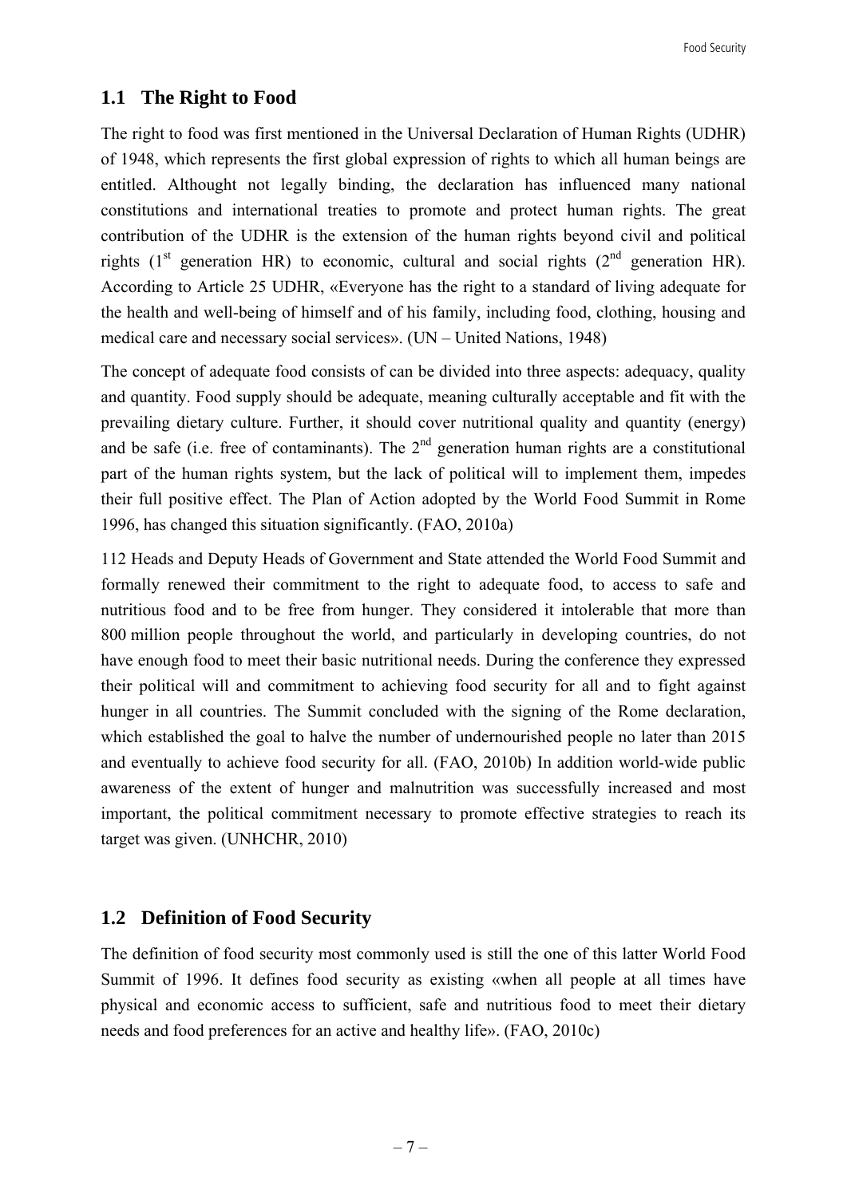## 1.1 The Right to Food

The right to food was first mentioned in the Universal Declaration of Human Rights (UDHR) of 1948, which represents the first global expression of rights to which all human beings are entitled. Althought not legally binding, the declaration has influenced many national constitutions and international treaties to promote and protect human rights. The great contribution of the UDHR is the extension of the human rights beyond civil and political rights (1st generation HR) to economic, cultural and social rights (2nd generation HR). According to Article 25 UDHR, «Everyone has the right to a standard of living adequate for the health and well-being of himself and of his family, including food, clothing, housing and medical care and necessary social services». (UN – United Nations, 1948)

The concept of adequate food consists of can be divided into three aspects: adequacy, quality and quantity. Food supply should be adequate, meaning culturally acceptable and fit with the prevailing dietary culture. Further, it should cover nutritional quality and quantity (energy) and be safe (i.e. free of contaminants). The 2nd generation human rights are a constitutional part of the human rights system, but the lack of political will to implement them, impedes their full positive effect. The Plan of Action adopted by the World Food Summit in Rome 1996, has changed this situation significantly. (FAO, 2010a)

112 Heads and Deputy Heads of Government and State attended the World Food Summit and formally renewed their commitment to the right to adequate food, to access to safe and nutritious food and to be free from hunger. They considered it intolerable that more than 800 million people throughout the world, and particularly in developing countries, do not have enough food to meet their basic nutritional needs. During the conference they expressed their political will and commitment to achieving food security for all and to fight against hunger in all countries. The Summit concluded with the signing of the Rome declaration, which established the goal to halve the number of undernourished people no later than 2015 and eventually to achieve food security for all. (FAO, 2010b) In addition world-wide public awareness of the extent of hunger and malnutrition was successfully increased and most important, the political commitment necessary to promote effective strategies to reach its target was given. (UNHCHR, 2010)

## 1.2 Definition of Food Security

The definition of food security most commonly used is still the one of this latter World Food Summit of 1996. It defines food security as existing «when all people at all times have physical and economic access to sufficient, safe and nutritious food to meet their dietary needs and food preferences for an active and healthy life». (FAO, 2010c)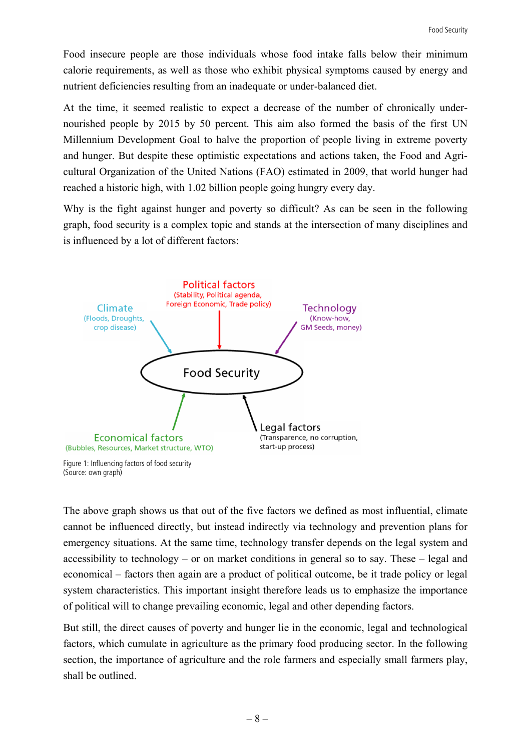Food insecure people are those individuals whose food intake falls below their minimum calorie requirements, as well as those who exhibit physical symptoms caused by energy and nutrient deficiencies resulting from an inadequate or under-balanced diet.

At the time, it seemed realistic to expect a decrease of the number of chronically under-nourished people by 2015 by 50 percent. This aim also formed the basis of the first UN Millennium Development Goal to halve the proportion of people living in extreme poverty and hunger. But despite these optimistic expectations and actions taken, the Food and Agricultural Organization of the United Nations (FAO) estimated in 2009, that world hunger had reached a historic high, with 1.02 billion people going hungry every day.

Why is the fight against hunger and poverty so difficult? As can be seen in the following graph, food security is a complex topic and stands at the intersection of many disciplines and is influenced by a lot of different factors:

Political factors
(Stability, Political agenda, Foreign Economic, Trade policy)

Climate
(Floods, Droughts, crop disease)

Technology
(Know-how, GM Seeds, money)

Food Security

Economical factors
(Bubbles, Resources, Market structure, WTO)

Legal factors
(Transparence, no corruption, start-up process)

Figure 1: Influencing factors of food security
(Source: own graph)

The above graph shows us that out of the five factors we defined as most influential, climate cannot be influenced directly, but instead indirectly via technology and prevention plans for emergency situations. At the same time, technology transfer depends on the legal system and accessibility to technology – or on market conditions in general so to say. These – legal and economical – factors then again are a product of political outcome, be it trade policy or legal system characteristics. This important insight therefore leads us to emphasize the importance of political will to change prevailing economic, legal and other depending factors.

But still, the direct causes of poverty and hunger lie in the economic, legal and technological factors, which cumulate in agriculture as the primary food producing sector. In the following section, the importance of agriculture and the role farmers and especially small farmers play, shall be outlined.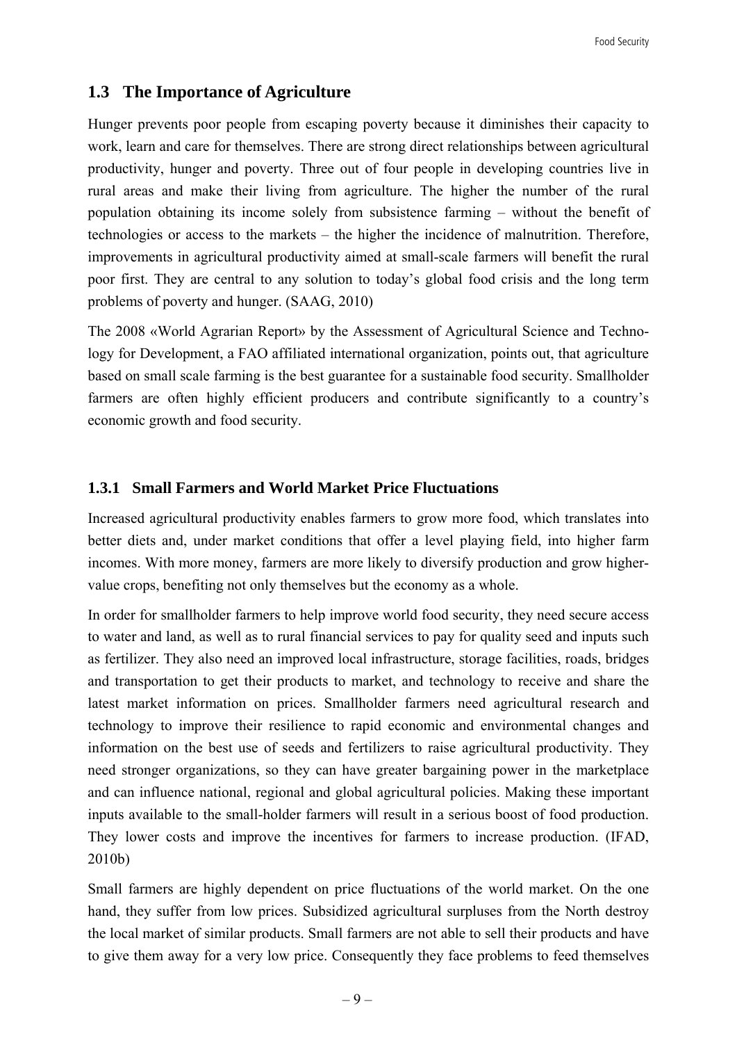## 1.3 The Importance of Agriculture

Hunger prevents poor people from escaping poverty because it diminishes their capacity to work, learn and care for themselves. There are strong direct relationships between agricultural productivity, hunger and poverty. Three out of four people in developing countries live in rural areas and make their living from agriculture. The higher the number of the rural population obtaining its income solely from subsistence farming – without the benefit of technologies or access to the markets – the higher the incidence of malnutrition. Therefore, improvements in agricultural productivity aimed at small-scale farmers will benefit the rural poor first. They are central to any solution to today's global food crisis and the long term problems of poverty and hunger. (SAAG, 2010)

The 2008 «World Agrarian Report» by the Assessment of Agricultural Science and Technology for Development, a FAO affiliated international organization, points out, that agriculture based on small scale farming is the best guarantee for a sustainable food security. Smallholder farmers are often highly efficient producers and contribute significantly to a country's economic growth and food security.

### 1.3.1 Small Farmers and World Market Price Fluctuations

Increased agricultural productivity enables farmers to grow more food, which translates into better diets and, under market conditions that offer a level playing field, into higher farm incomes. With more money, farmers are more likely to diversify production and grow higher-value crops, benefiting not only themselves but the economy as a whole.

In order for smallholder farmers to help improve world food security, they need secure access to water and land, as well as to rural financial services to pay for quality seed and inputs such as fertilizer. They also need an improved local infrastructure, storage facilities, roads, bridges and transportation to get their products to market, and technology to receive and share the latest market information on prices. Smallholder farmers need agricultural research and technology to improve their resilience to rapid economic and environmental changes and information on the best use of seeds and fertilizers to raise agricultural productivity. They need stronger organizations, so they can have greater bargaining power in the marketplace and can influence national, regional and global agricultural policies. Making these important inputs available to the small-holder farmers will result in a serious boost of food production. They lower costs and improve the incentives for farmers to increase production. (IFAD, 2010b)

Small farmers are highly dependent on price fluctuations of the world market. On the one hand, they suffer from low prices. Subsidized agricultural surpluses from the North destroy the local market of similar products. Small farmers are not able to sell their products and have to give them away for a very low price. Consequently they face problems to feed themselves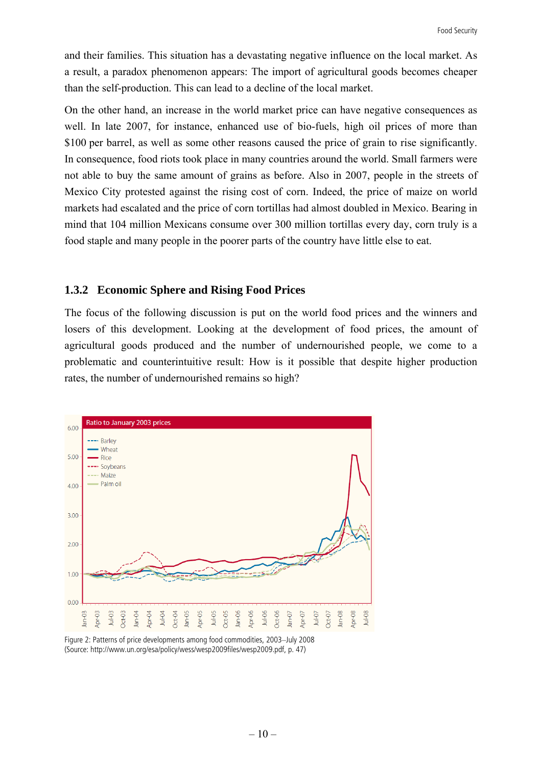and their families. This situation has a devastating negative influence on the local market. As a result, a paradox phenomenon appears: The import of agricultural goods becomes cheaper than the self-production. This can lead to a decline of the local market.

On the other hand, an increase in the world market price can have negative consequences as well. In late 2007, for instance, enhanced use of bio-fuels, high oil prices of more than $100 per barrel, as well as some other reasons caused the price of grain to rise significantly. In consequence, food riots took place in many countries around the world. Small farmers were not able to buy the same amount of grains as before. Also in 2007, people in the streets of Mexico City protested against the rising cost of corn. Indeed, the price of maize on world markets had escalated and the price of corn tortillas had almost doubled in Mexico. Bearing in mind that 104 million Mexicans consume over 300 million tortillas every day, corn truly is a food staple and many people in the poorer parts of the country have little else to eat.

### 1.3.2 Economic Sphere and Rising Food Prices

The focus of the following discussion is put on the world food prices and the winners and losers of this development. Looking at the development of food prices, the amount of agricultural goods produced and the number of undernourished people, we come to a problematic and counterintuitive result: How is it possible that despite higher production rates, the number of undernourished remains so high?

Figure 2: Patterns of price developments among food commodities, 2003–July 2008
(Source: http://www.un.org/esa/policy/wess/wesp2009files/wesp2009.pdf, p. 47)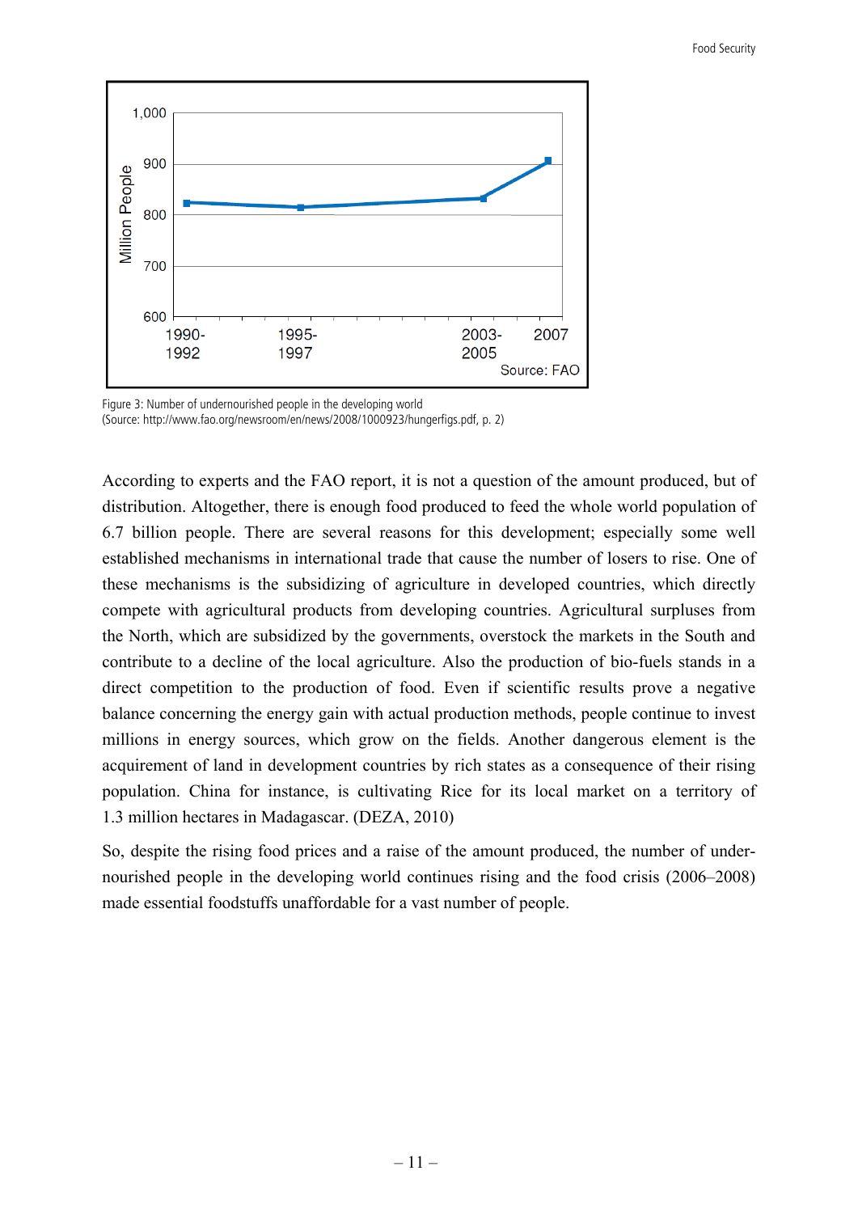Figure 3: Number of undernourished people in the developing world
(Source: http://www.fao.org/newsroom/en/news/2008/1000923/hungerfigs.pdf, p. 2)

According to experts and the FAO report, it is not a question of the amount produced, but of distribution. Altogether, there is enough food produced to feed the whole world population of 6.7 billion people. There are several reasons for this development; especially some well established mechanisms in international trade that cause the number of losers to rise. One of these mechanisms is the subsidizing of agriculture in developed countries, which directly compete with agricultural products from developing countries. Agricultural surpluses from the North, which are subsidized by the governments, overstock the markets in the South and contribute to a decline of the local agriculture. Also the production of bio-fuels stands in a direct competition to the production of food. Even if scientific results prove a negative balance concerning the energy gain with actual production methods, people continue to invest millions in energy sources, which grow on the fields. Another dangerous element is the acquirement of land in development countries by rich states as a consequence of their rising population. China for instance, is cultivating Rice for its local market on a territory of 1.3 million hectares in Madagascar. (DEZA, 2010)

So, despite the rising food prices and a raise of the amount produced, the number of under-nourished people in the developing world continues rising and the food crisis (2006–2008) made essential foodstuffs unaffordable for a vast number of people.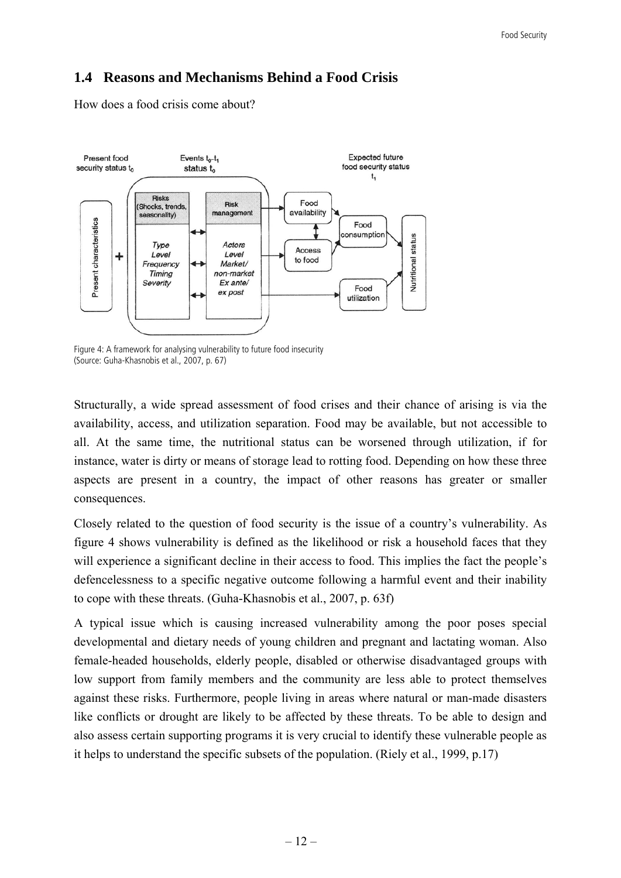## 1.4 Reasons and Mechanisms Behind a Food Crisis

How does a food crisis come about?

Figure 4: A framework for analysing vulnerability to future food insecurity
(Source: Guha-Khasnobis et al., 2007, p. 67)

Structurally, a wide spread assessment of food crises and their chance of arising is via the availability, access, and utilization separation. Food may be available, but not accessible to all. At the same time, the nutritional status can be worsened through utilization, if for instance, water is dirty or means of storage lead to rotting food. Depending on how these three aspects are present in a country, the impact of other reasons has greater or smaller consequences.

Closely related to the question of food security is the issue of a country's vulnerability. As figure 4 shows vulnerability is defined as the likelihood or risk a household faces that they will experience a significant decline in their access to food. This implies the fact the people's defencelessness to a specific negative outcome following a harmful event and their inability to cope with these threats. (Guha-Khasnobis et al., 2007, p. 63f)

A typical issue which is causing increased vulnerability among the poor poses special developmental and dietary needs of young children and pregnant and lactating woman. Also female-headed households, elderly people, disabled or otherwise disadvantaged groups with low support from family members and the community are less able to protect themselves against these risks. Furthermore, people living in areas where natural or man-made disasters like conflicts or drought are likely to be affected by these threats. To be able to design and also assess certain supporting programs it is very crucial to identify these vulnerable people as it helps to understand the specific subsets of the population. (Riely et al., 1999, p.17)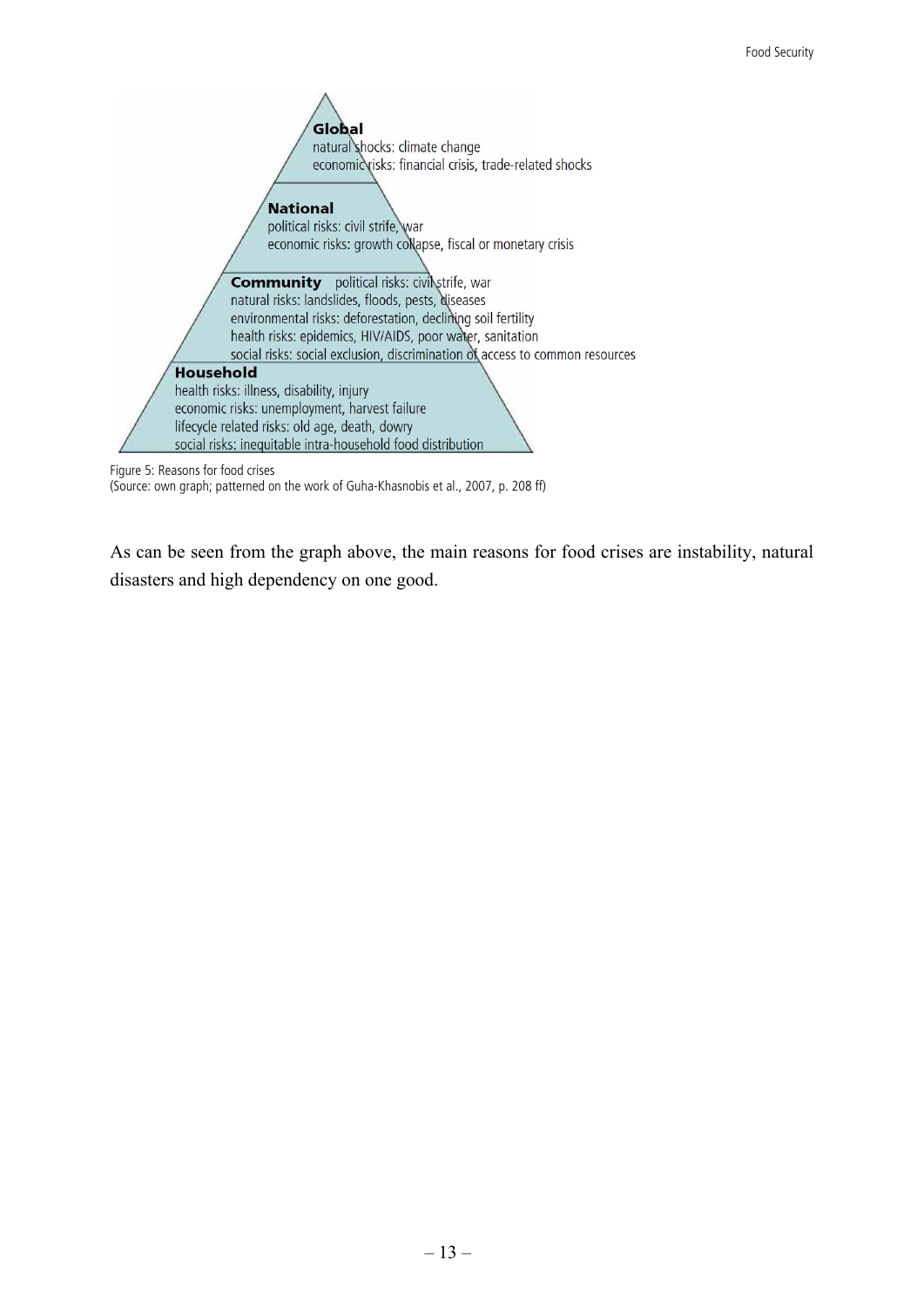**Global**
natural shocks: climate change
economic risks: financial crisis, trade-related shocks

**National**
political risks: civil strife, war
economic risks: growth collapse, fiscal or monetary crisis

**Community** political risks: civil strife, war
natural risks: landslides, floods, pests, diseases
environmental risks: deforestation, declining soil fertility
health risks: epidemics, HIV/AIDS, poor water, sanitation
social risks: social exclusion, discrimination of access to common resources

**Household**
health risks: illness, disability, injury
economic risks: unemployment, harvest failure
lifecycle related risks: old age, death, dowry
social risks: inequitable intra-household food distribution

Figure 5: Reasons for food crises
(Source: own graph; patterned on the work of Guha-Khasnobis et al., 2007, p. 208 ff)

As can be seen from the graph above, the main reasons for food crises are instability, natural disasters and high dependency on one good.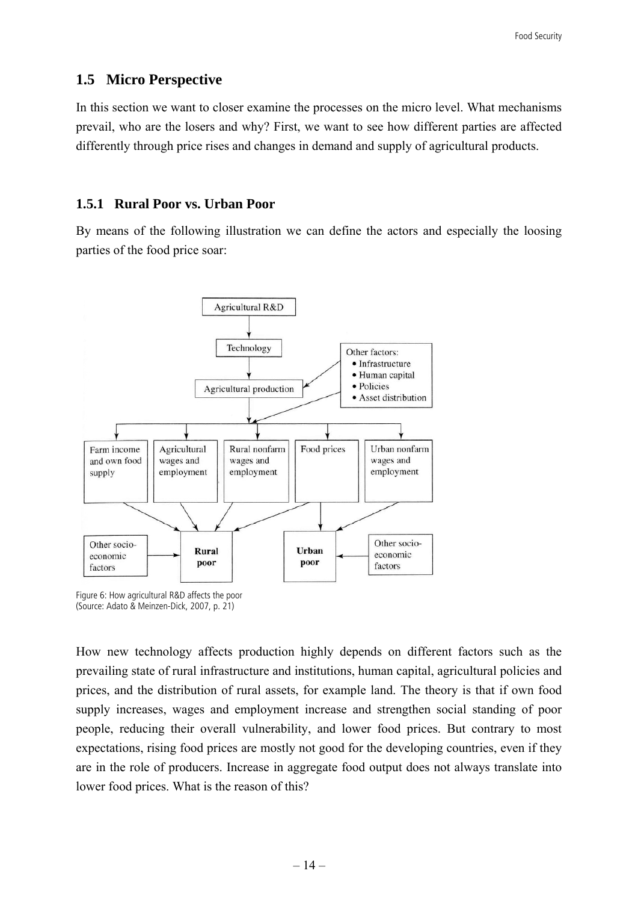## 1.5 Micro Perspective

In this section we want to closer examine the processes on the micro level. What mechanisms prevail, who are the losers and why? First, we want to see how different parties are affected differently through price rises and changes in demand and supply of agricultural products.

### 1.5.1 Rural Poor vs. Urban Poor

By means of the following illustration we can define the actors and especially the loosing parties of the food price soar:

Figure 6: How agricultural R&D affects the poor
(Source: Adato & Meinzen-Dick, 2007, p. 21)

How new technology affects production highly depends on different factors such as the prevailing state of rural infrastructure and institutions, human capital, agricultural policies and prices, and the distribution of rural assets, for example land. The theory is that if own food supply increases, wages and employment increase and strengthen social standing of poor people, reducing their overall vulnerability, and lower food prices. But contrary to most expectations, rising food prices are mostly not good for the developing countries, even if they are in the role of producers. Increase in aggregate food output does not always translate into lower food prices. What is the reason of this?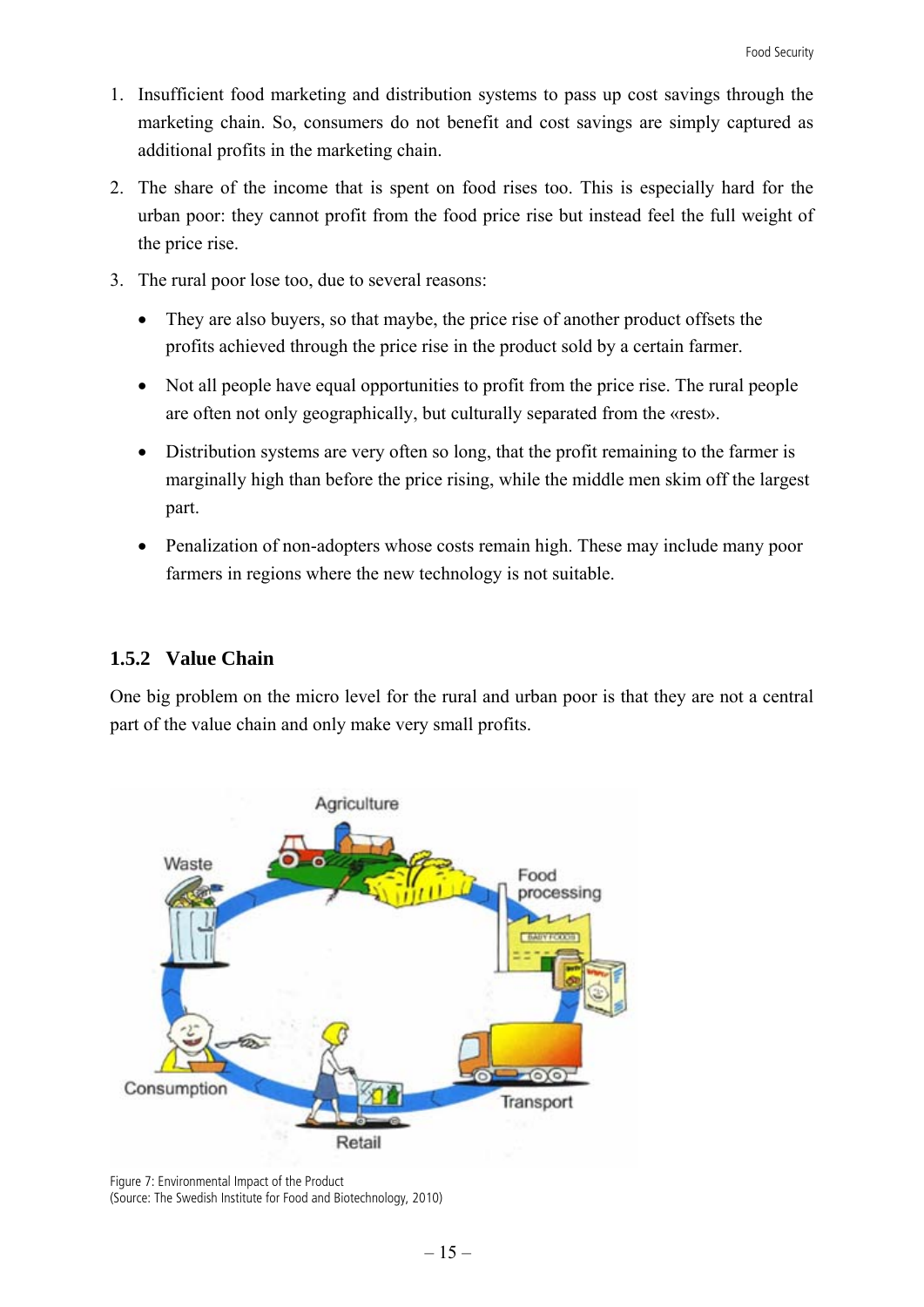1. Insufficient food marketing and distribution systems to pass up cost savings through the marketing chain. So, consumers do not benefit and cost savings are simply captured as additional profits in the marketing chain.
2. The share of the income that is spent on food rises too. This is especially hard for the urban poor: they cannot profit from the food price rise but instead feel the full weight of the price rise.
3. The rural poor lose too, due to several reasons:
   - They are also buyers, so that maybe, the price rise of another product offsets the profits achieved through the price rise in the product sold by a certain farmer.
   - Not all people have equal opportunities to profit from the price rise. The rural people are often not only geographically, but culturally separated from the «rest».
   - Distribution systems are very often so long, that the profit remaining to the farmer is marginally high than before the price rising, while the middle men skim off the largest part.
   - Penalization of non-adopters whose costs remain high. These may include many poor farmers in regions where the new technology is not suitable.

### 1.5.2 Value Chain

One big problem on the micro level for the rural and urban poor is that they are not a central part of the value chain and only make very small profits.

Figure 7: Environmental Impact of the Product
(Source: The Swedish Institute for Food and Biotechnology, 2010)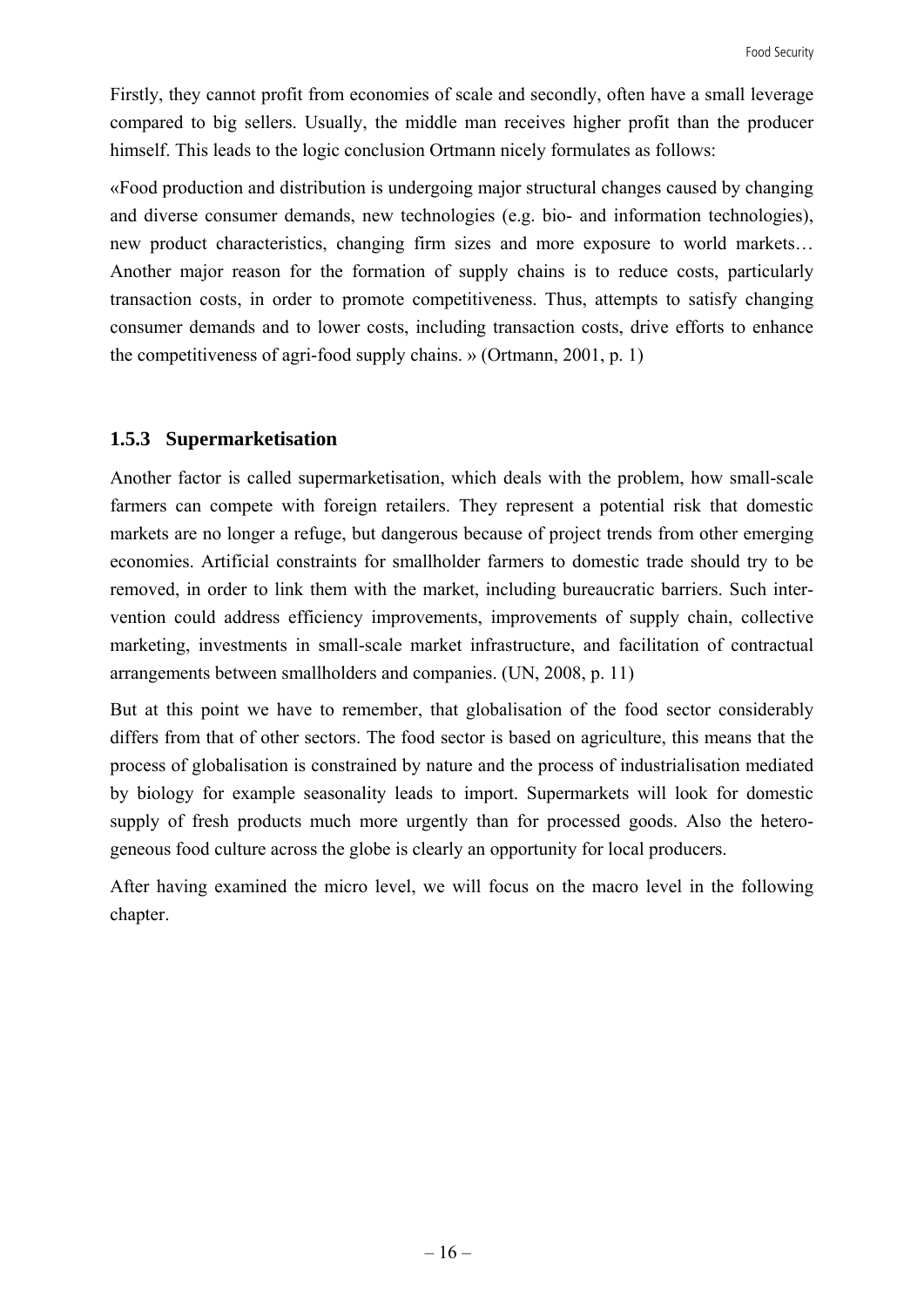Firstly, they cannot profit from economies of scale and secondly, often have a small leverage compared to big sellers. Usually, the middle man receives higher profit than the producer himself. This leads to the logic conclusion Ortmann nicely formulates as follows:

«Food production and distribution is undergoing major structural changes caused by changing and diverse consumer demands, new technologies (e.g. bio- and information technologies), new product characteristics, changing firm sizes and more exposure to world markets… Another major reason for the formation of supply chains is to reduce costs, particularly transaction costs, in order to promote competitiveness. Thus, attempts to satisfy changing consumer demands and to lower costs, including transaction costs, drive efforts to enhance the competitiveness of agri-food supply chains. » (Ortmann, 2001, p. 1)

### 1.5.3 Supermarketisation

Another factor is called supermarketisation, which deals with the problem, how small-scale farmers can compete with foreign retailers. They represent a potential risk that domestic markets are no longer a refuge, but dangerous because of project trends from other emerging economies. Artificial constraints for smallholder farmers to domestic trade should try to be removed, in order to link them with the market, including bureaucratic barriers. Such intervention could address efficiency improvements, improvements of supply chain, collective marketing, investments in small-scale market infrastructure, and facilitation of contractual arrangements between smallholders and companies. (UN, 2008, p. 11)

But at this point we have to remember, that globalisation of the food sector considerably differs from that of other sectors. The food sector is based on agriculture, this means that the process of globalisation is constrained by nature and the process of industrialisation mediated by biology for example seasonality leads to import. Supermarkets will look for domestic supply of fresh products much more urgently than for processed goods. Also the heterogeneous food culture across the globe is clearly an opportunity for local producers.

After having examined the micro level, we will focus on the macro level in the following chapter.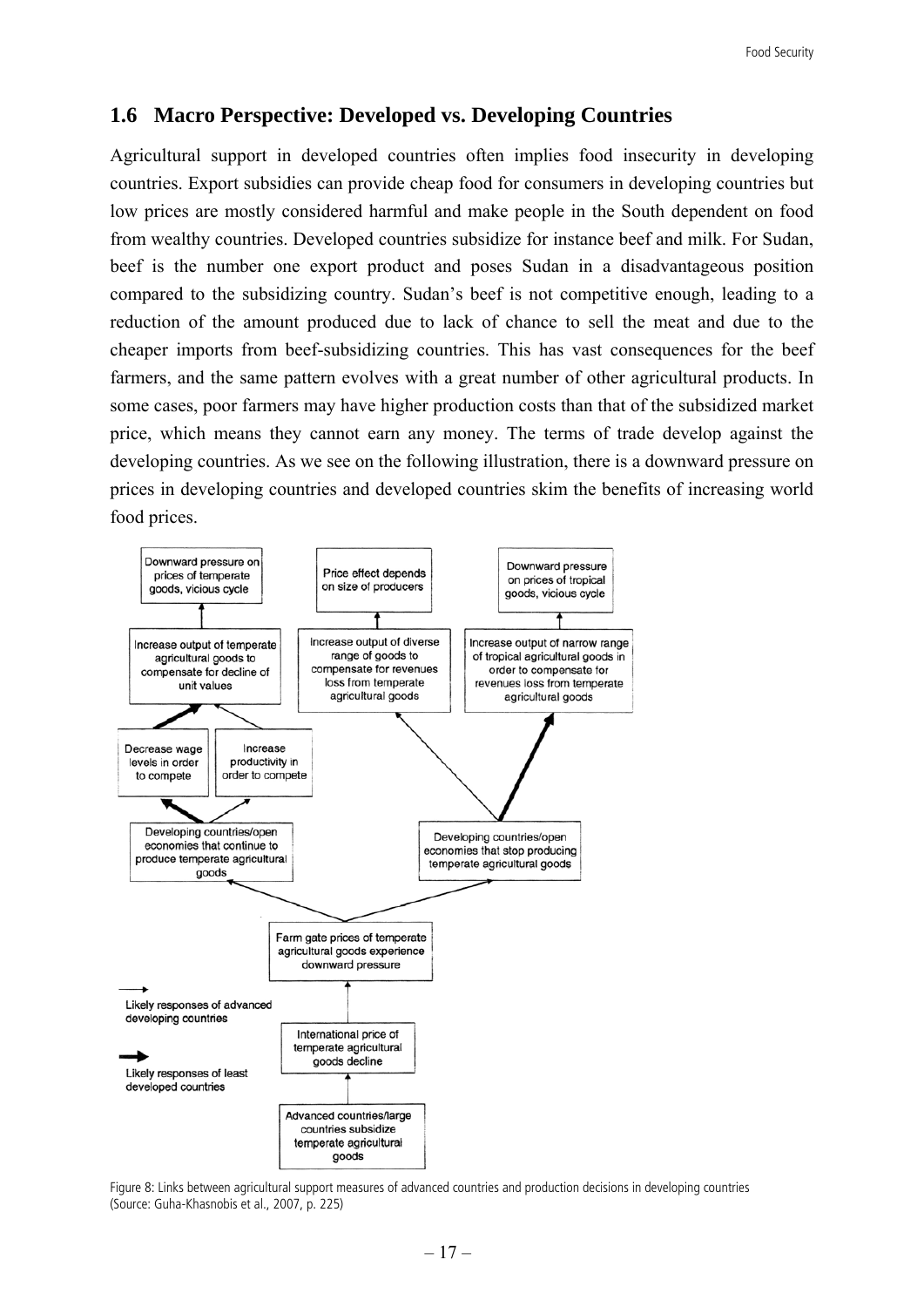## 1.6 Macro Perspective: Developed vs. Developing Countries

Agricultural support in developed countries often implies food insecurity in developing countries. Export subsidies can provide cheap food for consumers in developing countries but low prices are mostly considered harmful and make people in the South dependent on food from wealthy countries. Developed countries subsidize for instance beef and milk. For Sudan, beef is the number one export product and poses Sudan in a disadvantageous position compared to the subsidizing country. Sudan's beef is not competitive enough, leading to a reduction of the amount produced due to lack of chance to sell the meat and due to the cheaper imports from beef-subsidizing countries. This has vast consequences for the beef farmers, and the same pattern evolves with a great number of other agricultural products. In some cases, poor farmers may have higher production costs than that of the subsidized market price, which means they cannot earn any money. The terms of trade develop against the developing countries. As we see on the following illustration, there is a downward pressure on prices in developing countries and developed countries skim the benefits of increasing world food prices.

Figure 8: Links between agricultural support measures of advanced countries and production decisions in developing countries (Source: Guha-Khasnobis et al., 2007, p. 225)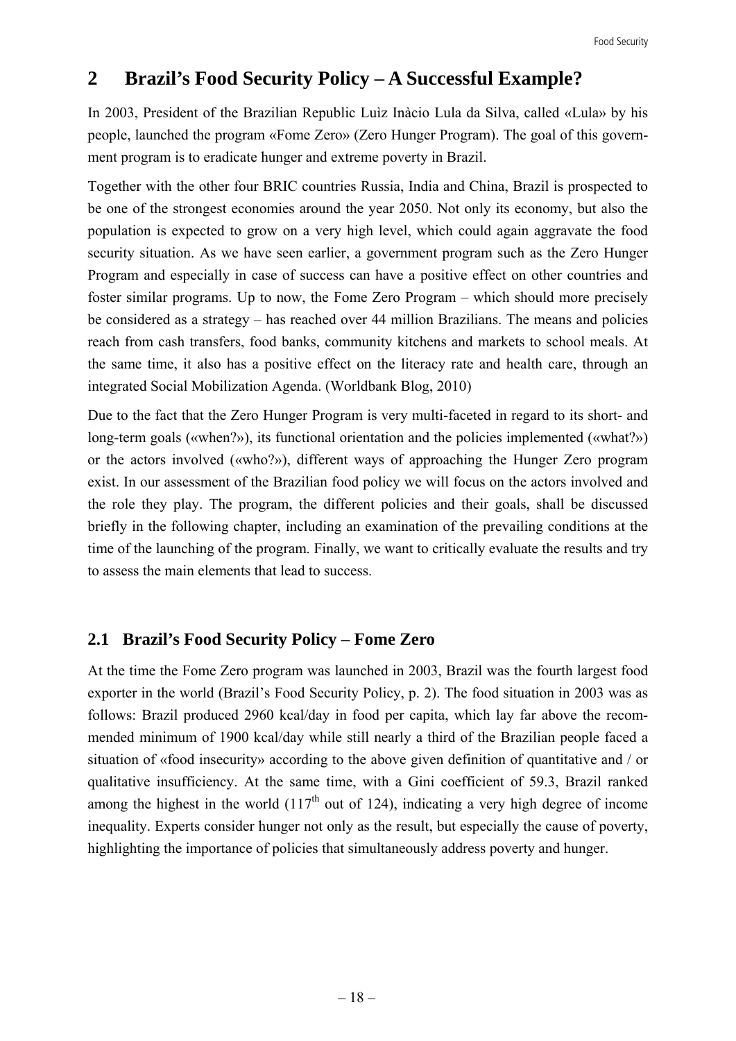# 2 Brazil's Food Security Policy – A Successful Example?

In 2003, President of the Brazilian Republic Luìz Inàcio Lula da Silva, called «Lula» by his people, launched the program «Fome Zero» (Zero Hunger Program). The goal of this government program is to eradicate hunger and extreme poverty in Brazil.

Together with the other four BRIC countries Russia, India and China, Brazil is prospected to be one of the strongest economies around the year 2050. Not only its economy, but also the population is expected to grow on a very high level, which could again aggravate the food security situation. As we have seen earlier, a government program such as the Zero Hunger Program and especially in case of success can have a positive effect on other countries and foster similar programs. Up to now, the Fome Zero Program – which should more precisely be considered as a strategy – has reached over 44 million Brazilians. The means and policies reach from cash transfers, food banks, community kitchens and markets to school meals. At the same time, it also has a positive effect on the literacy rate and health care, through an integrated Social Mobilization Agenda. (Worldbank Blog, 2010)

Due to the fact that the Zero Hunger Program is very multi-faceted in regard to its short- and long-term goals («when?»), its functional orientation and the policies implemented («what?») or the actors involved («who?»), different ways of approaching the Hunger Zero program exist. In our assessment of the Brazilian food policy we will focus on the actors involved and the role they play. The program, the different policies and their goals, shall be discussed briefly in the following chapter, including an examination of the prevailing conditions at the time of the launching of the program. Finally, we want to critically evaluate the results and try to assess the main elements that lead to success.

## 2.1 Brazil's Food Security Policy – Fome Zero

At the time the Fome Zero program was launched in 2003, Brazil was the fourth largest food exporter in the world (Brazil's Food Security Policy, p. 2). The food situation in 2003 was as follows: Brazil produced 2960 kcal/day in food per capita, which lay far above the recommended minimum of 1900 kcal/day while still nearly a third of the Brazilian people faced a situation of «food insecurity» according to the above given definition of quantitative and / or qualitative insufficiency. At the same time, with a Gini coefficient of 59.3, Brazil ranked among the highest in the world (117$^{th}$ out of 124), indicating a very high degree of income inequality. Experts consider hunger not only as the result, but especially the cause of poverty, highlighting the importance of policies that simultaneously address poverty and hunger.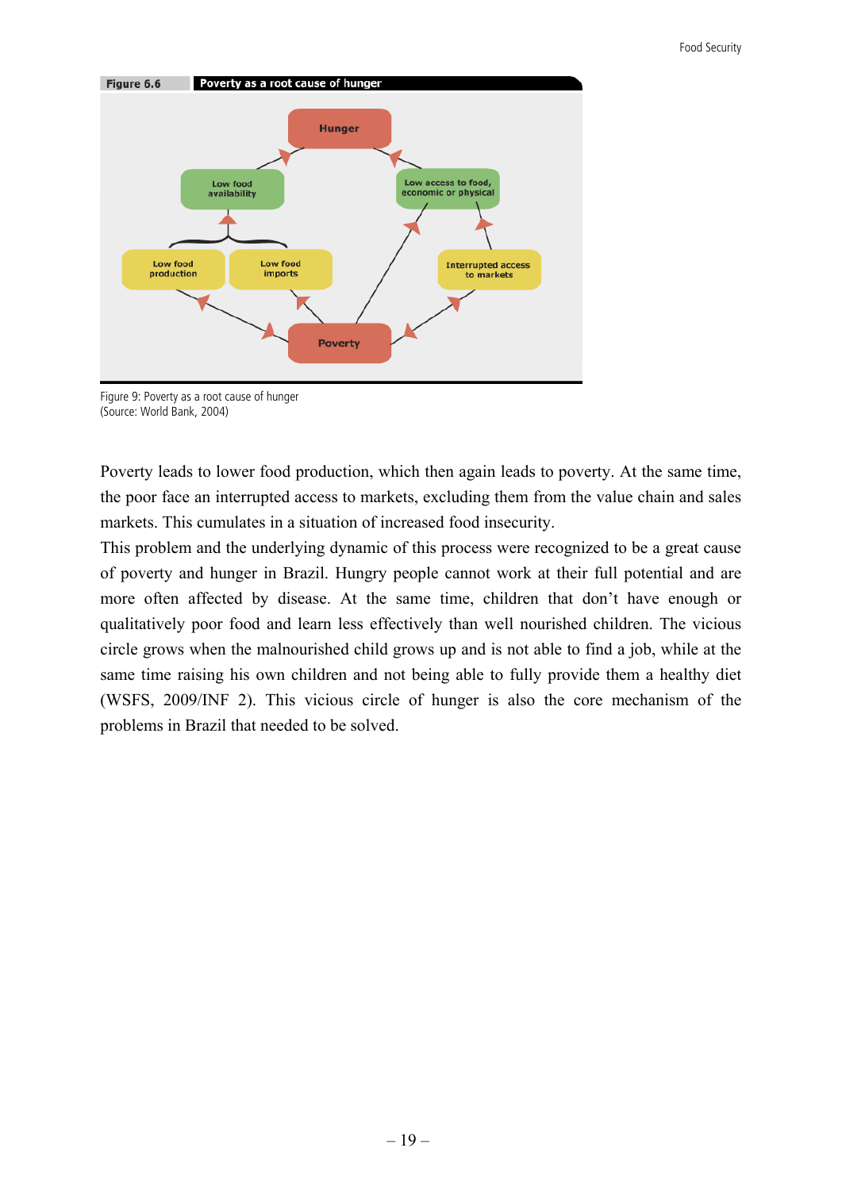Figure 9: Poverty as a root cause of hunger
(Source: World Bank, 2004)

Poverty leads to lower food production, which then again leads to poverty. At the same time, the poor face an interrupted access to markets, excluding them from the value chain and sales markets. This cumulates in a situation of increased food insecurity.

This problem and the underlying dynamic of this process were recognized to be a great cause of poverty and hunger in Brazil. Hungry people cannot work at their full potential and are more often affected by disease. At the same time, children that don't have enough or qualitatively poor food and learn less effectively than well nourished children. The vicious circle grows when the malnourished child grows up and is not able to find a job, while at the same time raising his own children and not being able to fully provide them a healthy diet (WSFS, 2009/INF 2). This vicious circle of hunger is also the core mechanism of the problems in Brazil that needed to be solved.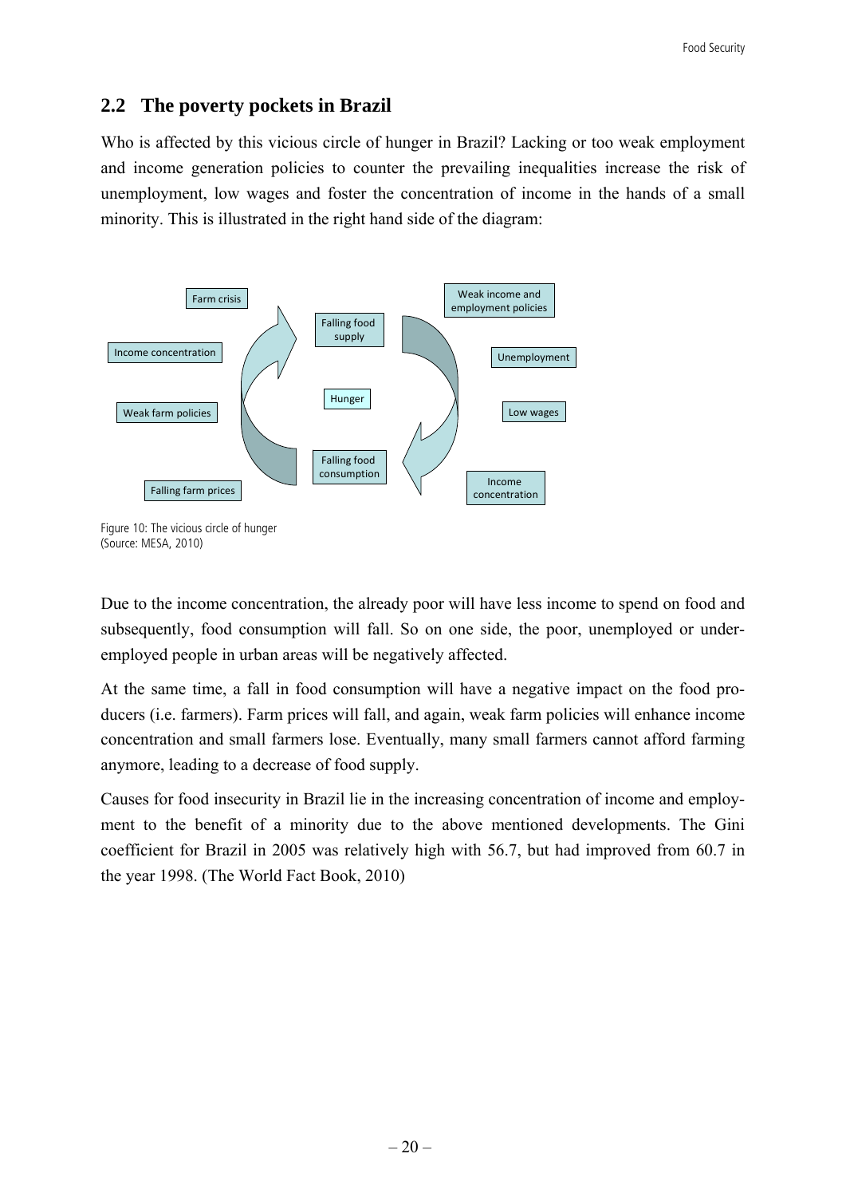## 2.2 The poverty pockets in Brazil

Who is affected by this vicious circle of hunger in Brazil? Lacking or too weak employment and income generation policies to counter the prevailing inequalities increase the risk of unemployment, low wages and foster the concentration of income in the hands of a small minority. This is illustrated in the right hand side of the diagram:

Farm crisis

Income concentration

Weak farm policies

Falling farm prices

Falling food supply

Hunger

Falling food consumption

Weak income and employment policies

Unemployment

Low wages

Income concentration

Figure 10: The vicious circle of hunger
(Source: MESA, 2010)

Due to the income concentration, the already poor will have less income to spend on food and subsequently, food consumption will fall. So on one side, the poor, unemployed or under-employed people in urban areas will be negatively affected.

At the same time, a fall in food consumption will have a negative impact on the food producers (i.e. farmers). Farm prices will fall, and again, weak farm policies will enhance income concentration and small farmers lose. Eventually, many small farmers cannot afford farming anymore, leading to a decrease of food supply.

Causes for food insecurity in Brazil lie in the increasing concentration of income and employment to the benefit of a minority due to the above mentioned developments. The Gini coefficient for Brazil in 2005 was relatively high with 56.7, but had improved from 60.7 in the year 1998. (The World Fact Book, 2010)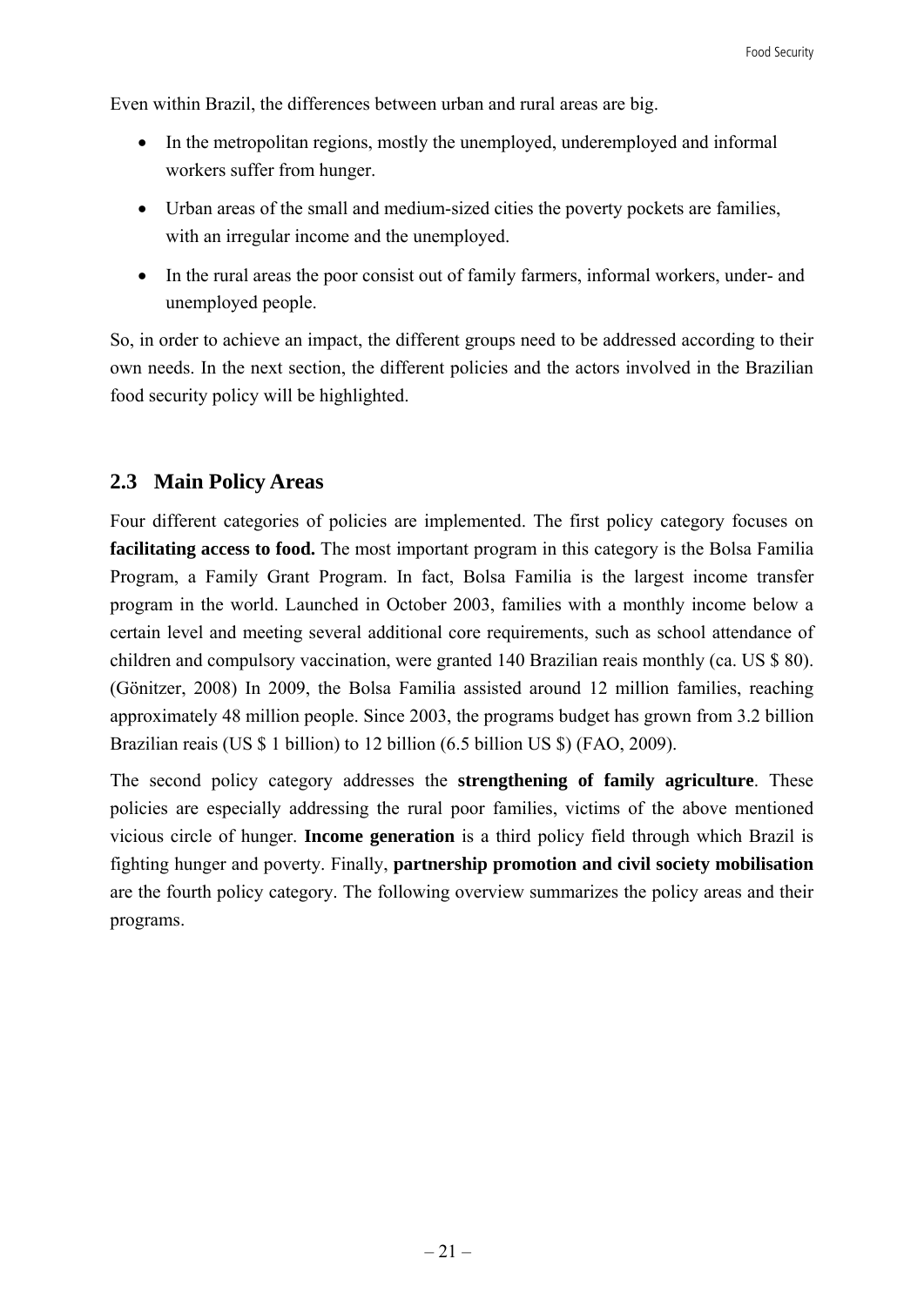Even within Brazil, the differences between urban and rural areas are big.

- In the metropolitan regions, mostly the unemployed, underemployed and informal workers suffer from hunger.
- Urban areas of the small and medium-sized cities the poverty pockets are families, with an irregular income and the unemployed.
- In the rural areas the poor consist out of family farmers, informal workers, under- and unemployed people.

So, in order to achieve an impact, the different groups need to be addressed according to their own needs. In the next section, the different policies and the actors involved in the Brazilian food security policy will be highlighted.

## 2.3 Main Policy Areas

Four different categories of policies are implemented. The first policy category focuses on **facilitating access to food.** The most important program in this category is the Bolsa Familia Program, a Family Grant Program. In fact, Bolsa Familia is the largest income transfer program in the world. Launched in October 2003, families with a monthly income below a certain level and meeting several additional core requirements, such as school attendance of children and compulsory vaccination, were granted 140 Brazilian reais monthly (ca. US $ 80). (Gönitzer, 2008) In 2009, the Bolsa Familia assisted around 12 million families, reaching approximately 48 million people. Since 2003, the programs budget has grown from 3.2 billion Brazilian reais (US $ 1 billion) to 12 billion (6.5 billion US $) (FAO, 2009).

The second policy category addresses the **strengthening of family agriculture**. These policies are especially addressing the rural poor families, victims of the above mentioned vicious circle of hunger. **Income generation** is a third policy field through which Brazil is fighting hunger and poverty. Finally, **partnership promotion and civil society mobilisation** are the fourth policy category. The following overview summarizes the policy areas and their programs.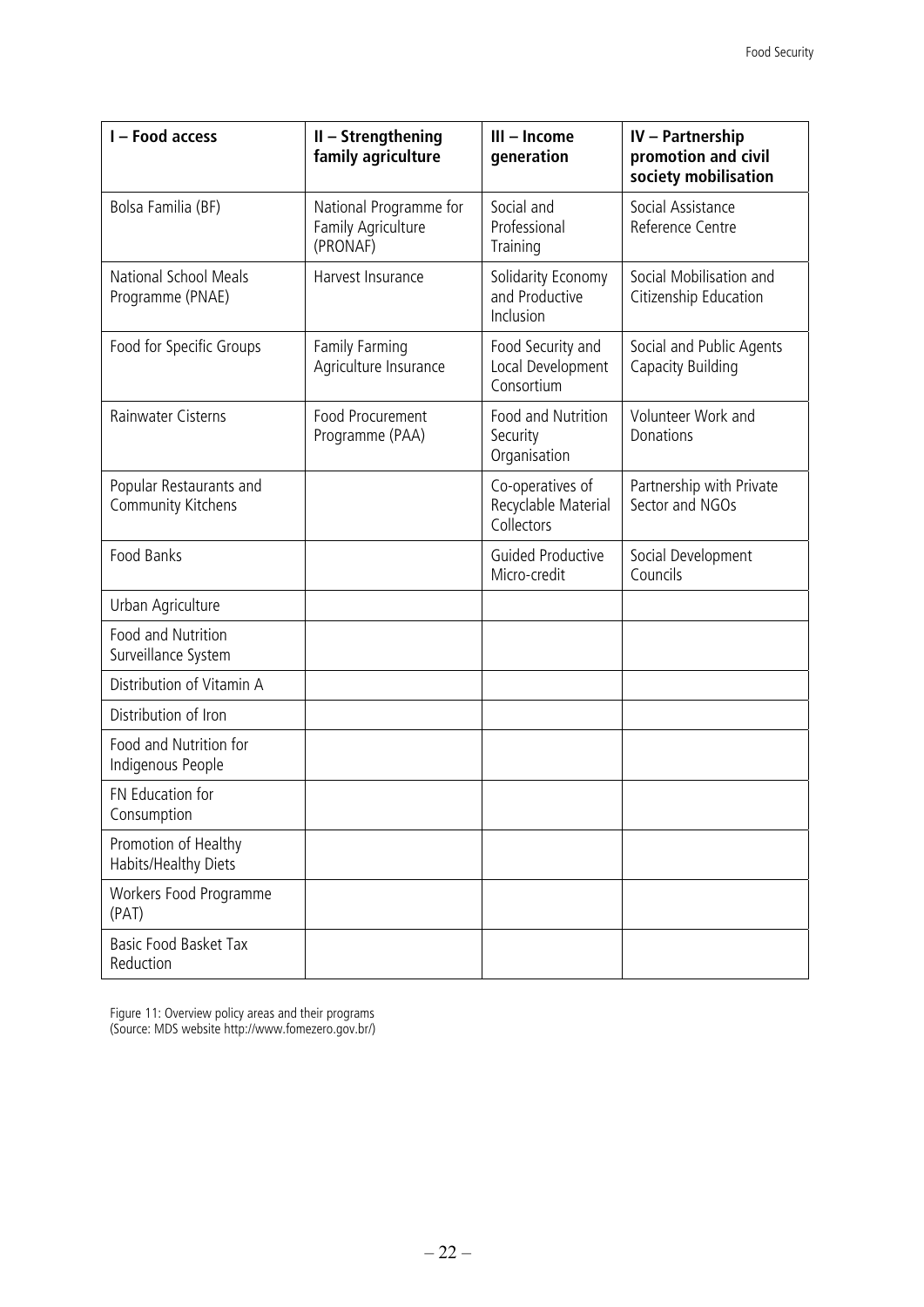| I – Food access | II – Strengthening family agriculture | III – Income generation | IV – Partnership promotion and civil society mobilisation |
|---|---|---|---|
| Bolsa Familia (BF) | National Programme for Family Agriculture (PRONAF) | Social and Professional Training | Social Assistance Reference Centre |
| National School Meals Programme (PNAE) | Harvest Insurance | Solidarity Economy and Productive Inclusion | Social Mobilisation and Citizenship Education |
| Food for Specific Groups | Family Farming Agriculture Insurance | Food Security and Local Development Consortium | Social and Public Agents Capacity Building |
| Rainwater Cisterns | Food Procurement Programme (PAA) | Food and Nutrition Security Organisation | Volunteer Work and Donations |
| Popular Restaurants and Community Kitchens | | Co-operatives of Recyclable Material Collectors | Partnership with Private Sector and NGOs |
| Food Banks | | Guided Productive Micro-credit | Social Development Councils |
| Urban Agriculture | | | |
| Food and Nutrition Surveillance System | | | |
| Distribution of Vitamin A | | | |
| Distribution of Iron | | | |
| Food and Nutrition for Indigenous People | | | |
| FN Education for Consumption | | | |
| Promotion of Healthy Habits/Healthy Diets | | | |
| Workers Food Programme (PAT) | | | |
| Basic Food Basket Tax Reduction | | | |

Figure 11: Overview policy areas and their programs
(Source: MDS website http://www.fomezero.gov.br/)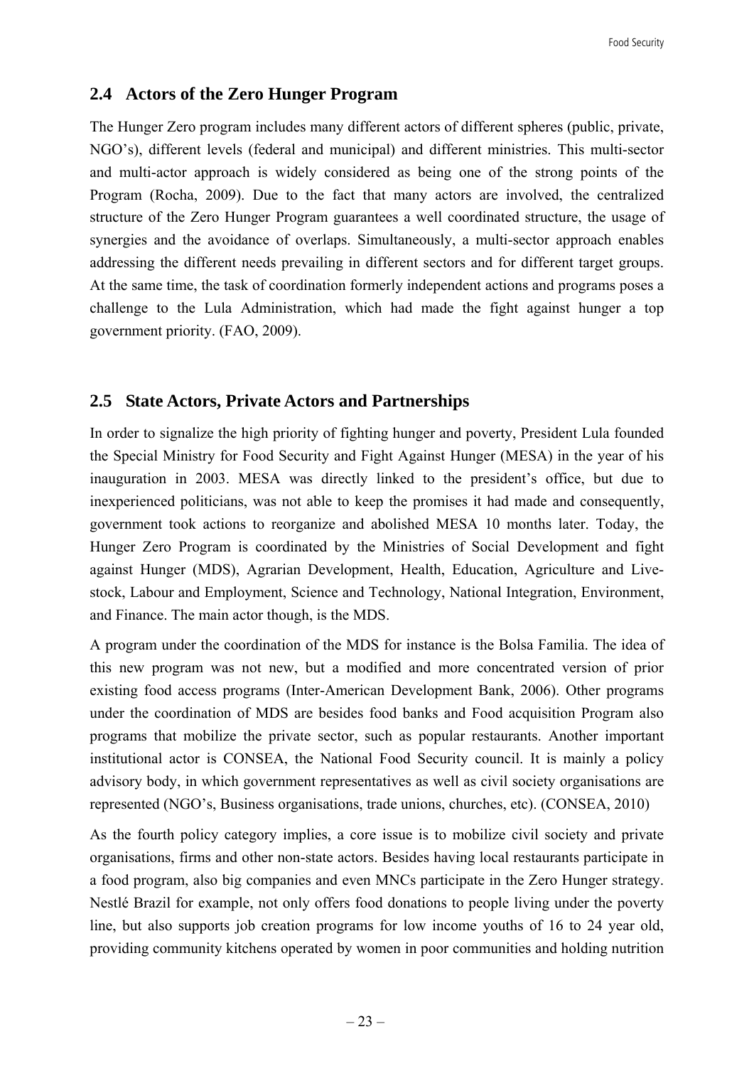## 2.4 Actors of the Zero Hunger Program

The Hunger Zero program includes many different actors of different spheres (public, private, NGO's), different levels (federal and municipal) and different ministries. This multi-sector and multi-actor approach is widely considered as being one of the strong points of the Program (Rocha, 2009). Due to the fact that many actors are involved, the centralized structure of the Zero Hunger Program guarantees a well coordinated structure, the usage of synergies and the avoidance of overlaps. Simultaneously, a multi-sector approach enables addressing the different needs prevailing in different sectors and for different target groups. At the same time, the task of coordination formerly independent actions and programs poses a challenge to the Lula Administration, which had made the fight against hunger a top government priority. (FAO, 2009).

## 2.5 State Actors, Private Actors and Partnerships

In order to signalize the high priority of fighting hunger and poverty, President Lula founded the Special Ministry for Food Security and Fight Against Hunger (MESA) in the year of his inauguration in 2003. MESA was directly linked to the president's office, but due to inexperienced politicians, was not able to keep the promises it had made and consequently, government took actions to reorganize and abolished MESA 10 months later. Today, the Hunger Zero Program is coordinated by the Ministries of Social Development and fight against Hunger (MDS), Agrarian Development, Health, Education, Agriculture and Livestock, Labour and Employment, Science and Technology, National Integration, Environment, and Finance. The main actor though, is the MDS.

A program under the coordination of the MDS for instance is the Bolsa Familia. The idea of this new program was not new, but a modified and more concentrated version of prior existing food access programs (Inter-American Development Bank, 2006). Other programs under the coordination of MDS are besides food banks and Food acquisition Program also programs that mobilize the private sector, such as popular restaurants. Another important institutional actor is CONSEA, the National Food Security council. It is mainly a policy advisory body, in which government representatives as well as civil society organisations are represented (NGO's, Business organisations, trade unions, churches, etc). (CONSEA, 2010)

As the fourth policy category implies, a core issue is to mobilize civil society and private organisations, firms and other non-state actors. Besides having local restaurants participate in a food program, also big companies and even MNCs participate in the Zero Hunger strategy. Nestlé Brazil for example, not only offers food donations to people living under the poverty line, but also supports job creation programs for low income youths of 16 to 24 year old, providing community kitchens operated by women in poor communities and holding nutrition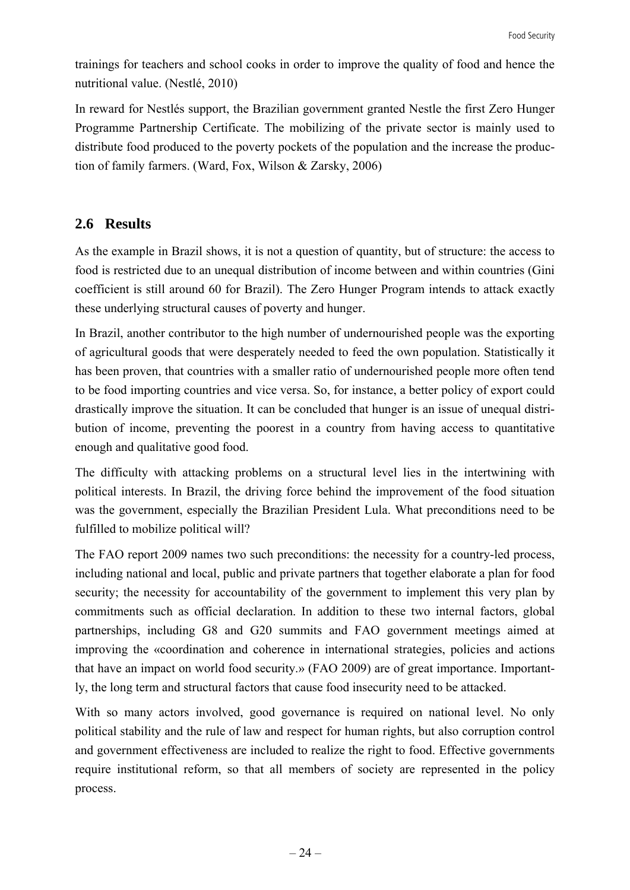trainings for teachers and school cooks in order to improve the quality of food and hence the nutritional value. (Nestlé, 2010)

In reward for Nestlés support, the Brazilian government granted Nestle the first Zero Hunger Programme Partnership Certificate. The mobilizing of the private sector is mainly used to distribute food produced to the poverty pockets of the population and the increase the production of family farmers. (Ward, Fox, Wilson & Zarsky, 2006)

## 2.6 Results

As the example in Brazil shows, it is not a question of quantity, but of structure: the access to food is restricted due to an unequal distribution of income between and within countries (Gini coefficient is still around 60 for Brazil). The Zero Hunger Program intends to attack exactly these underlying structural causes of poverty and hunger.

In Brazil, another contributor to the high number of undernourished people was the exporting of agricultural goods that were desperately needed to feed the own population. Statistically it has been proven, that countries with a smaller ratio of undernourished people more often tend to be food importing countries and vice versa. So, for instance, a better policy of export could drastically improve the situation. It can be concluded that hunger is an issue of unequal distribution of income, preventing the poorest in a country from having access to quantitative enough and qualitative good food.

The difficulty with attacking problems on a structural level lies in the intertwining with political interests. In Brazil, the driving force behind the improvement of the food situation was the government, especially the Brazilian President Lula. What preconditions need to be fulfilled to mobilize political will?

The FAO report 2009 names two such preconditions: the necessity for a country-led process, including national and local, public and private partners that together elaborate a plan for food security; the necessity for accountability of the government to implement this very plan by commitments such as official declaration. In addition to these two internal factors, global partnerships, including G8 and G20 summits and FAO government meetings aimed at improving the «coordination and coherence in international strategies, policies and actions that have an impact on world food security.» (FAO 2009) are of great importance. Importantly, the long term and structural factors that cause food insecurity need to be attacked.

With so many actors involved, good governance is required on national level. No only political stability and the rule of law and respect for human rights, but also corruption control and government effectiveness are included to realize the right to food. Effective governments require institutional reform, so that all members of society are represented in the policy process.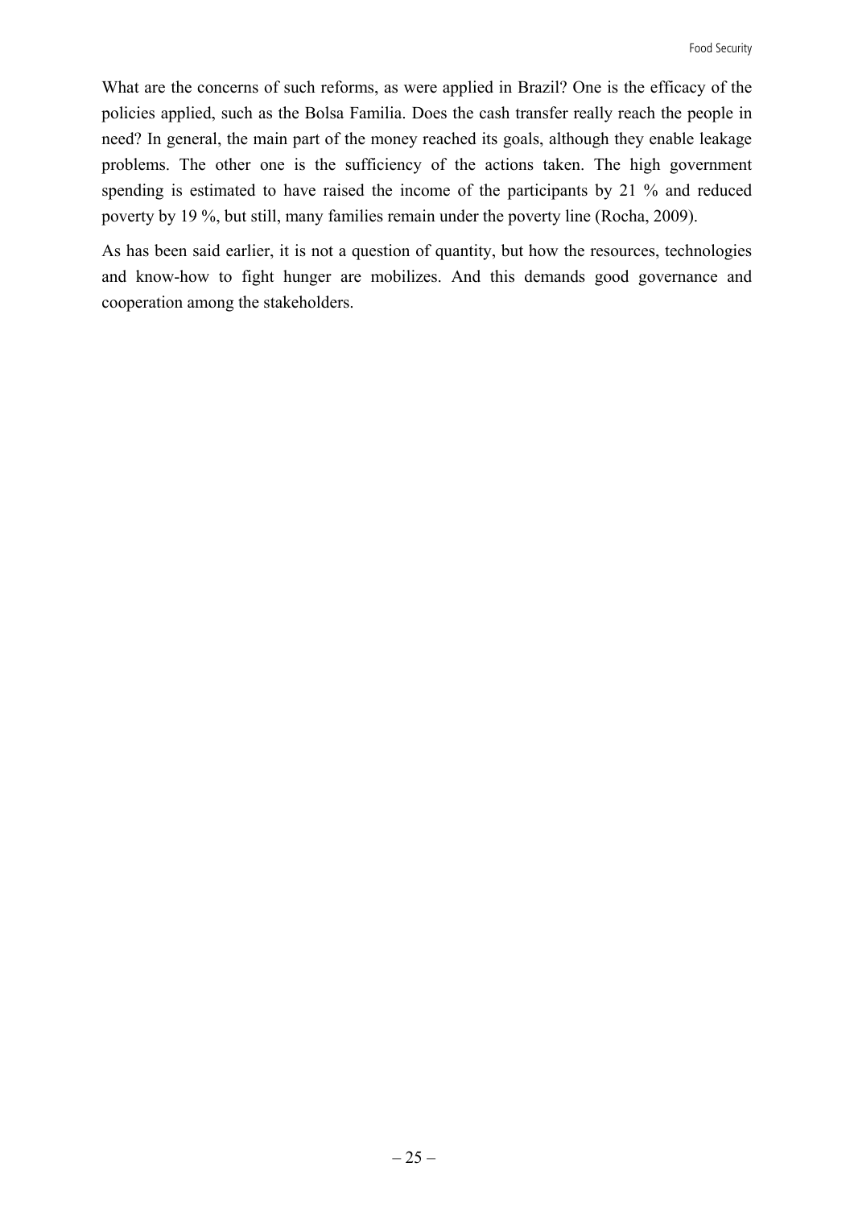What are the concerns of such reforms, as were applied in Brazil? One is the efficacy of the policies applied, such as the Bolsa Familia. Does the cash transfer really reach the people in need? In general, the main part of the money reached its goals, although they enable leakage problems. The other one is the sufficiency of the actions taken. The high government spending is estimated to have raised the income of the participants by 21 % and reduced poverty by 19 %, but still, many families remain under the poverty line (Rocha, 2009).

As has been said earlier, it is not a question of quantity, but how the resources, technologies and know-how to fight hunger are mobilizes. And this demands good governance and cooperation among the stakeholders.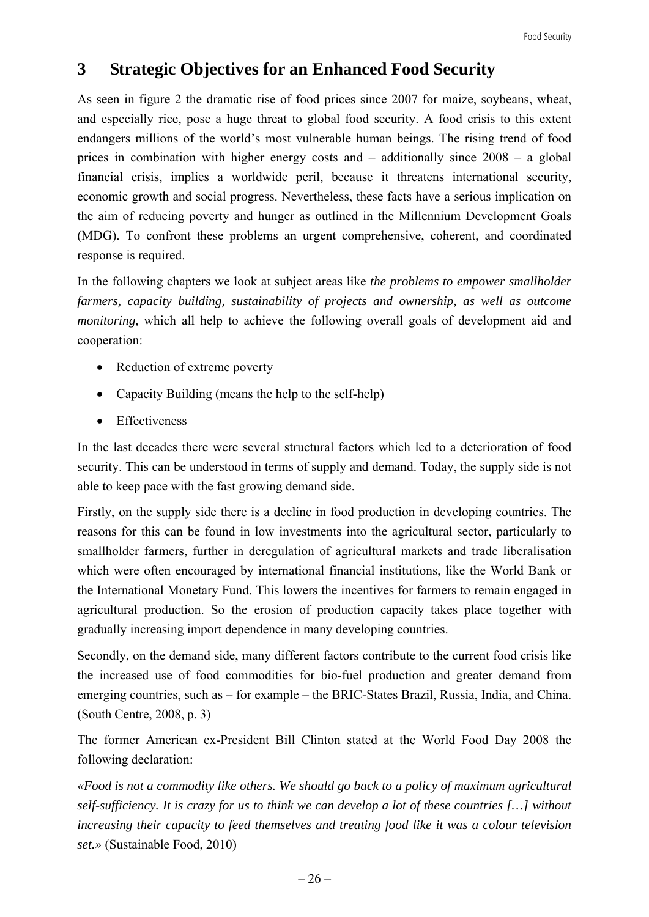# 3 Strategic Objectives for an Enhanced Food Security

As seen in figure 2 the dramatic rise of food prices since 2007 for maize, soybeans, wheat, and especially rice, pose a huge threat to global food security. A food crisis to this extent endangers millions of the world's most vulnerable human beings. The rising trend of food prices in combination with higher energy costs and – additionally since 2008 – a global financial crisis, implies a worldwide peril, because it threatens international security, economic growth and social progress. Nevertheless, these facts have a serious implication on the aim of reducing poverty and hunger as outlined in the Millennium Development Goals (MDG). To confront these problems an urgent comprehensive, coherent, and coordinated response is required.

In the following chapters we look at subject areas like *the problems to empower smallholder farmers, capacity building, sustainability of projects and ownership, as well as outcome monitoring,* which all help to achieve the following overall goals of development aid and cooperation:

- Reduction of extreme poverty
- Capacity Building (means the help to the self-help)
- Effectiveness

In the last decades there were several structural factors which led to a deterioration of food security. This can be understood in terms of supply and demand. Today, the supply side is not able to keep pace with the fast growing demand side.

Firstly, on the supply side there is a decline in food production in developing countries. The reasons for this can be found in low investments into the agricultural sector, particularly to smallholder farmers, further in deregulation of agricultural markets and trade liberalisation which were often encouraged by international financial institutions, like the World Bank or the International Monetary Fund. This lowers the incentives for farmers to remain engaged in agricultural production. So the erosion of production capacity takes place together with gradually increasing import dependence in many developing countries.

Secondly, on the demand side, many different factors contribute to the current food crisis like the increased use of food commodities for bio-fuel production and greater demand from emerging countries, such as – for example – the BRIC-States Brazil, Russia, India, and China. (South Centre, 2008, p. 3)

The former American ex-President Bill Clinton stated at the World Food Day 2008 the following declaration:

*«Food is not a commodity like others. We should go back to a policy of maximum agricultural self-sufficiency. It is crazy for us to think we can develop a lot of these countries […] without increasing their capacity to feed themselves and treating food like it was a colour television set.»* (Sustainable Food, 2010)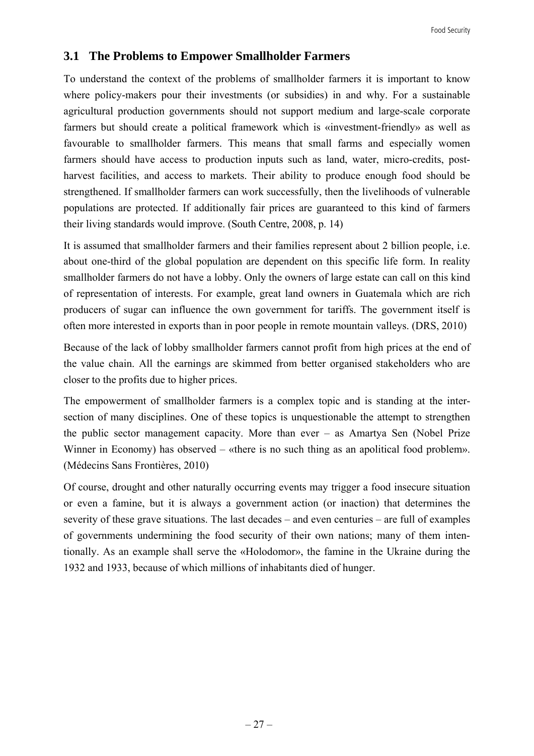## 3.1 The Problems to Empower Smallholder Farmers

To understand the context of the problems of smallholder farmers it is important to know where policy-makers pour their investments (or subsidies) in and why. For a sustainable agricultural production governments should not support medium and large-scale corporate farmers but should create a political framework which is «investment-friendly» as well as favourable to smallholder farmers. This means that small farms and especially women farmers should have access to production inputs such as land, water, micro-credits, post-harvest facilities, and access to markets. Their ability to produce enough food should be strengthened. If smallholder farmers can work successfully, then the livelihoods of vulnerable populations are protected. If additionally fair prices are guaranteed to this kind of farmers their living standards would improve. (South Centre, 2008, p. 14)

It is assumed that smallholder farmers and their families represent about 2 billion people, i.e. about one-third of the global population are dependent on this specific life form. In reality smallholder farmers do not have a lobby. Only the owners of large estate can call on this kind of representation of interests. For example, great land owners in Guatemala which are rich producers of sugar can influence the own government for tariffs. The government itself is often more interested in exports than in poor people in remote mountain valleys. (DRS, 2010)

Because of the lack of lobby smallholder farmers cannot profit from high prices at the end of the value chain. All the earnings are skimmed from better organised stakeholders who are closer to the profits due to higher prices.

The empowerment of smallholder farmers is a complex topic and is standing at the intersection of many disciplines. One of these topics is unquestionable the attempt to strengthen the public sector management capacity. More than ever – as Amartya Sen (Nobel Prize Winner in Economy) has observed – «there is no such thing as an apolitical food problem». (Médecins Sans Frontières, 2010)

Of course, drought and other naturally occurring events may trigger a food insecure situation or even a famine, but it is always a government action (or inaction) that determines the severity of these grave situations. The last decades – and even centuries – are full of examples of governments undermining the food security of their own nations; many of them intentionally. As an example shall serve the «Holodomor», the famine in the Ukraine during the 1932 and 1933, because of which millions of inhabitants died of hunger.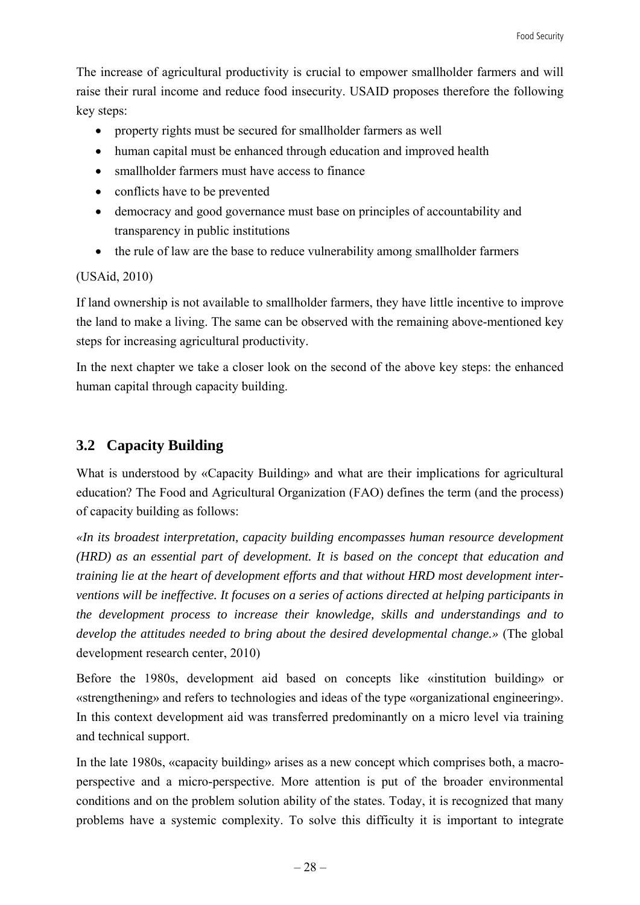The increase of agricultural productivity is crucial to empower smallholder farmers and will raise their rural income and reduce food insecurity. USAID proposes therefore the following key steps:

- property rights must be secured for smallholder farmers as well
- human capital must be enhanced through education and improved health
- smallholder farmers must have access to finance
- conflicts have to be prevented
- democracy and good governance must base on principles of accountability and transparency in public institutions
- the rule of law are the base to reduce vulnerability among smallholder farmers

(USAid, 2010)

If land ownership is not available to smallholder farmers, they have little incentive to improve the land to make a living. The same can be observed with the remaining above-mentioned key steps for increasing agricultural productivity.

In the next chapter we take a closer look on the second of the above key steps: the enhanced human capital through capacity building.

## 3.2 Capacity Building

What is understood by «Capacity Building» and what are their implications for agricultural education? The Food and Agricultural Organization (FAO) defines the term (and the process) of capacity building as follows:

*«In its broadest interpretation, capacity building encompasses human resource development (HRD) as an essential part of development. It is based on the concept that education and training lie at the heart of development efforts and that without HRD most development interventions will be ineffective. It focuses on a series of actions directed at helping participants in the development process to increase their knowledge, skills and understandings and to develop the attitudes needed to bring about the desired developmental change.»* (The global development research center, 2010)

Before the 1980s, development aid based on concepts like «institution building» or «strengthening» and refers to technologies and ideas of the type «organizational engineering». In this context development aid was transferred predominantly on a micro level via training and technical support.

In the late 1980s, «capacity building» arises as a new concept which comprises both, a macro-perspective and a micro-perspective. More attention is put of the broader environmental conditions and on the problem solution ability of the states. Today, it is recognized that many problems have a systemic complexity. To solve this difficulty it is important to integrate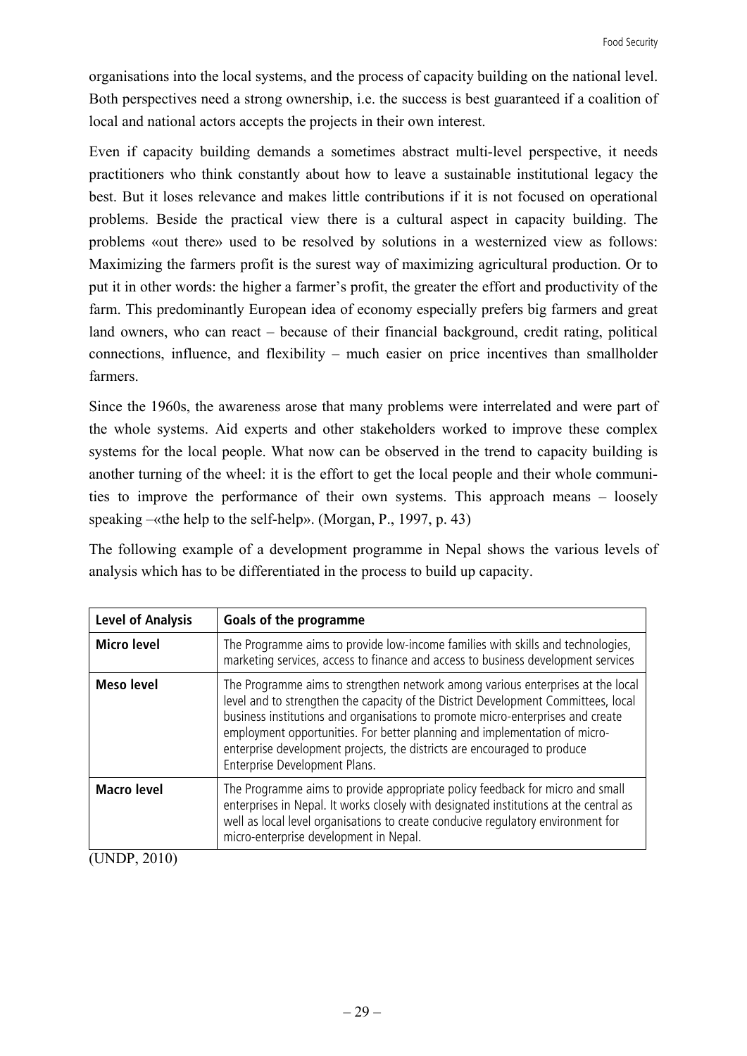organisations into the local systems, and the process of capacity building on the national level. Both perspectives need a strong ownership, i.e. the success is best guaranteed if a coalition of local and national actors accepts the projects in their own interest.

Even if capacity building demands a sometimes abstract multi-level perspective, it needs practitioners who think constantly about how to leave a sustainable institutional legacy the best. But it loses relevance and makes little contributions if it is not focused on operational problems. Beside the practical view there is a cultural aspect in capacity building. The problems «out there» used to be resolved by solutions in a westernized view as follows: Maximizing the farmers profit is the surest way of maximizing agricultural production. Or to put it in other words: the higher a farmer's profit, the greater the effort and productivity of the farm. This predominantly European idea of economy especially prefers big farmers and great land owners, who can react – because of their financial background, credit rating, political connections, influence, and flexibility – much easier on price incentives than smallholder farmers.

Since the 1960s, the awareness arose that many problems were interrelated and were part of the whole systems. Aid experts and other stakeholders worked to improve these complex systems for the local people. What now can be observed in the trend to capacity building is another turning of the wheel: it is the effort to get the local people and their whole communities to improve the performance of their own systems. This approach means – loosely speaking –«the help to the self-help». (Morgan, P., 1997, p. 43)

The following example of a development programme in Nepal shows the various levels of analysis which has to be differentiated in the process to build up capacity.

| Level of Analysis | Goals of the programme |
|---|---|
| **Micro level** | The Programme aims to provide low-income families with skills and technologies, marketing services, access to finance and access to business development services |
| **Meso level** | The Programme aims to strengthen network among various enterprises at the local level and to strengthen the capacity of the District Development Committees, local business institutions and organisations to promote micro-enterprises and create employment opportunities. For better planning and implementation of micro-enterprise development projects, the districts are encouraged to produce Enterprise Development Plans. |
| **Macro level** | The Programme aims to provide appropriate policy feedback for micro and small enterprises in Nepal. It works closely with designated institutions at the central as well as local level organisations to create conducive regulatory environment for micro-enterprise development in Nepal. |

(UNDP, 2010)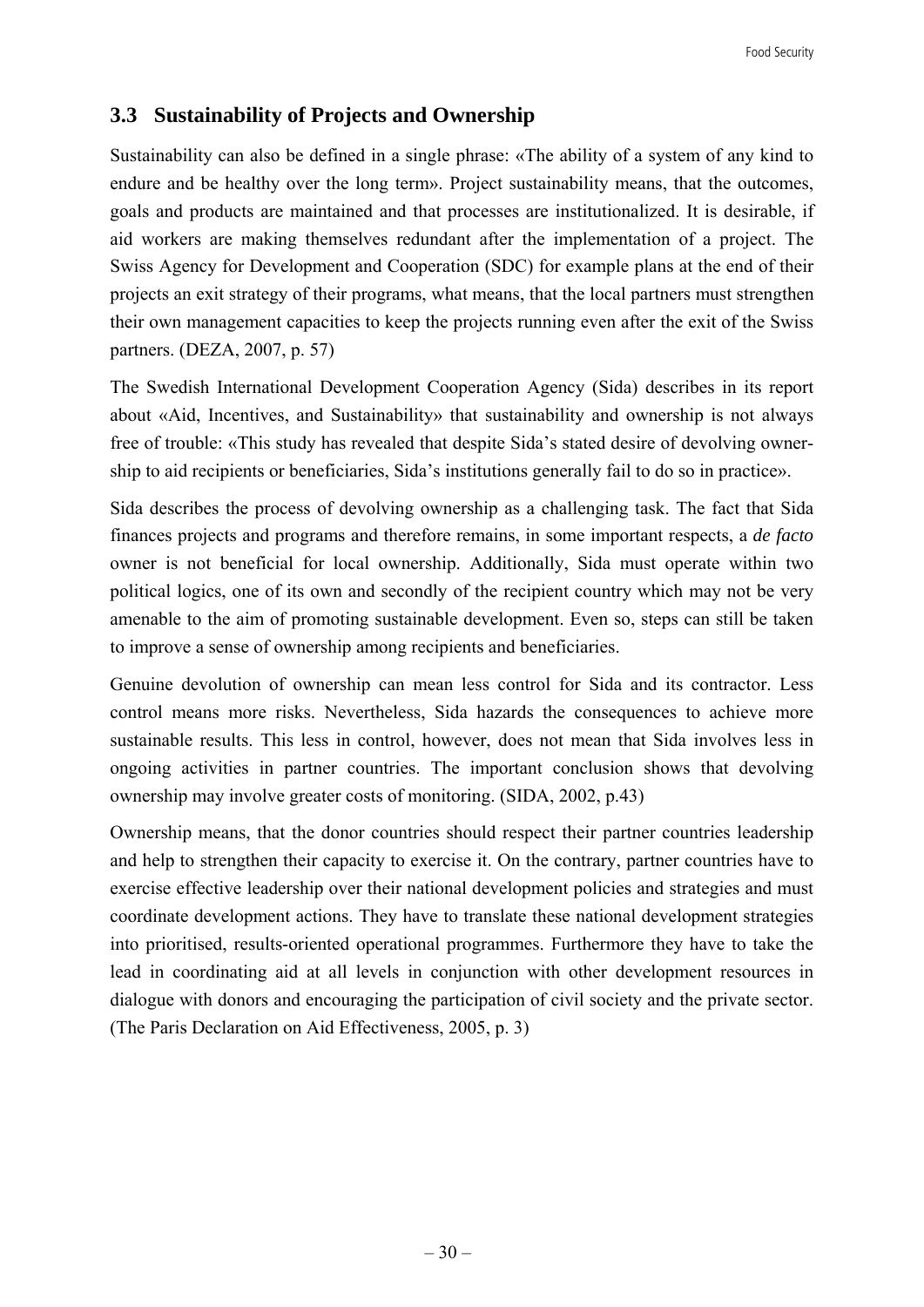## 3.3 Sustainability of Projects and Ownership

Sustainability can also be defined in a single phrase: «The ability of a system of any kind to endure and be healthy over the long term». Project sustainability means, that the outcomes, goals and products are maintained and that processes are institutionalized. It is desirable, if aid workers are making themselves redundant after the implementation of a project. The Swiss Agency for Development and Cooperation (SDC) for example plans at the end of their projects an exit strategy of their programs, what means, that the local partners must strengthen their own management capacities to keep the projects running even after the exit of the Swiss partners. (DEZA, 2007, p. 57)

The Swedish International Development Cooperation Agency (Sida) describes in its report about «Aid, Incentives, and Sustainability» that sustainability and ownership is not always free of trouble: «This study has revealed that despite Sida's stated desire of devolving ownership to aid recipients or beneficiaries, Sida's institutions generally fail to do so in practice».

Sida describes the process of devolving ownership as a challenging task. The fact that Sida finances projects and programs and therefore remains, in some important respects, a *de facto* owner is not beneficial for local ownership. Additionally, Sida must operate within two political logics, one of its own and secondly of the recipient country which may not be very amenable to the aim of promoting sustainable development. Even so, steps can still be taken to improve a sense of ownership among recipients and beneficiaries.

Genuine devolution of ownership can mean less control for Sida and its contractor. Less control means more risks. Nevertheless, Sida hazards the consequences to achieve more sustainable results. This less in control, however, does not mean that Sida involves less in ongoing activities in partner countries. The important conclusion shows that devolving ownership may involve greater costs of monitoring. (SIDA, 2002, p.43)

Ownership means, that the donor countries should respect their partner countries leadership and help to strengthen their capacity to exercise it. On the contrary, partner countries have to exercise effective leadership over their national development policies and strategies and must coordinate development actions. They have to translate these national development strategies into prioritised, results-oriented operational programmes. Furthermore they have to take the lead in coordinating aid at all levels in conjunction with other development resources in dialogue with donors and encouraging the participation of civil society and the private sector. (The Paris Declaration on Aid Effectiveness, 2005, p. 3)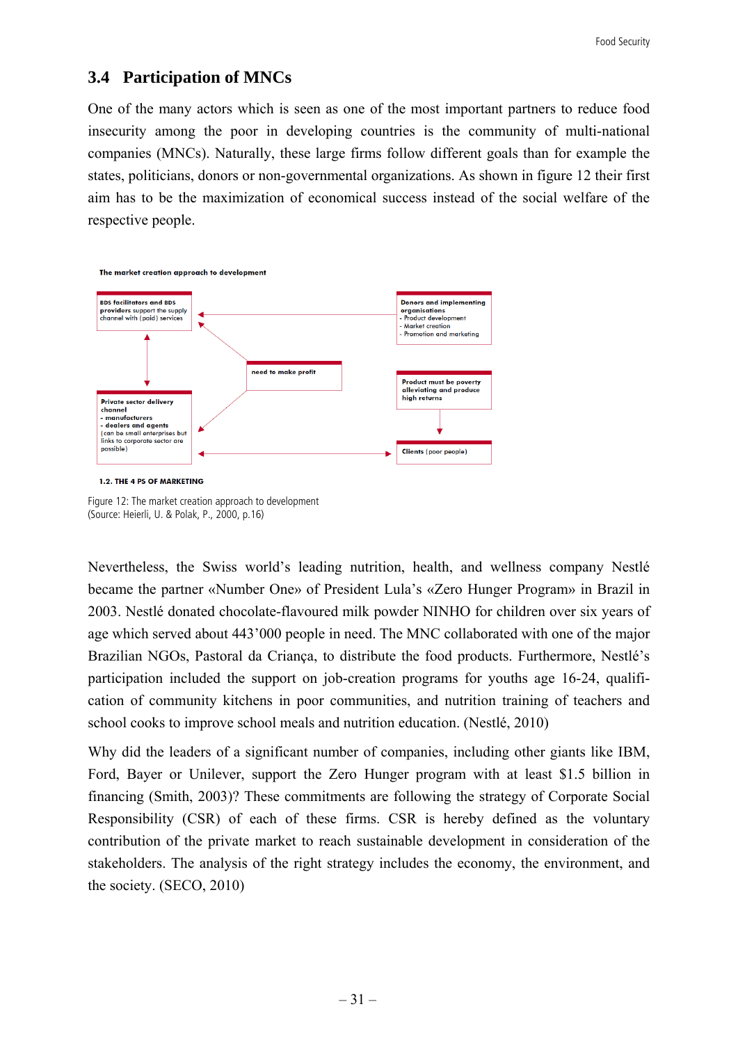## 3.4 Participation of MNCs

One of the many actors which is seen as one of the most important partners to reduce food insecurity among the poor in developing countries is the community of multi-national companies (MNCs). Naturally, these large firms follow different goals than for example the states, politicians, donors or non-governmental organizations. As shown in figure 12 their first aim has to be the maximization of economical success instead of the social welfare of the respective people.

The market creation approach to development

BDS facilitators and BDS providers support the supply channel with (paid) services

Donors and implementing organisations
- Product development
- Market creation
- Promotion and marketing

need to make profit

Product must be poverty alleviating and produce high returns

Private sector delivery channel
- manufacturers
- dealers and agents
(can be small enterprises but links to corporate sector are possible)

Clients (poor people)

1.2. THE 4 PS OF MARKETING

Figure 12: The market creation approach to development
(Source: Heierli, U. & Polak, P., 2000, p.16)

Nevertheless, the Swiss world's leading nutrition, health, and wellness company Nestlé became the partner «Number One» of President Lula's «Zero Hunger Program» in Brazil in 2003. Nestlé donated chocolate-flavoured milk powder NINHO for children over six years of age which served about 443'000 people in need. The MNC collaborated with one of the major Brazilian NGOs, Pastoral da Criança, to distribute the food products. Furthermore, Nestlé's participation included the support on job-creation programs for youths age 16-24, qualification of community kitchens in poor communities, and nutrition training of teachers and school cooks to improve school meals and nutrition education. (Nestlé, 2010)

Why did the leaders of a significant number of companies, including other giants like IBM, Ford, Bayer or Unilever, support the Zero Hunger program with at least $1.5 billion in financing (Smith, 2003)? These commitments are following the strategy of Corporate Social Responsibility (CSR) of each of these firms. CSR is hereby defined as the voluntary contribution of the private market to reach sustainable development in consideration of the stakeholders. The analysis of the right strategy includes the economy, the environment, and the society. (SECO, 2010)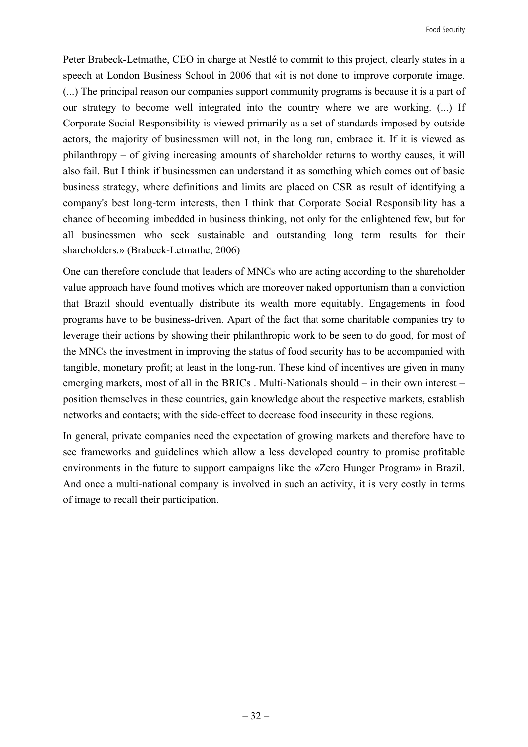Peter Brabeck-Letmathe, CEO in charge at Nestlé to commit to this project, clearly states in a speech at London Business School in 2006 that «it is not done to improve corporate image. (...) The principal reason our companies support community programs is because it is a part of our strategy to become well integrated into the country where we are working. (...) If Corporate Social Responsibility is viewed primarily as a set of standards imposed by outside actors, the majority of businessmen will not, in the long run, embrace it. If it is viewed as philanthropy – of giving increasing amounts of shareholder returns to worthy causes, it will also fail. But I think if businessmen can understand it as something which comes out of basic business strategy, where definitions and limits are placed on CSR as result of identifying a company's best long-term interests, then I think that Corporate Social Responsibility has a chance of becoming imbedded in business thinking, not only for the enlightened few, but for all businessmen who seek sustainable and outstanding long term results for their shareholders.» (Brabeck-Letmathe, 2006)

One can therefore conclude that leaders of MNCs who are acting according to the shareholder value approach have found motives which are moreover naked opportunism than a conviction that Brazil should eventually distribute its wealth more equitably. Engagements in food programs have to be business-driven. Apart of the fact that some charitable companies try to leverage their actions by showing their philanthropic work to be seen to do good, for most of the MNCs the investment in improving the status of food security has to be accompanied with tangible, monetary profit; at least in the long-run. These kind of incentives are given in many emerging markets, most of all in the BRICs . Multi-Nationals should – in their own interest – position themselves in these countries, gain knowledge about the respective markets, establish networks and contacts; with the side-effect to decrease food insecurity in these regions.

In general, private companies need the expectation of growing markets and therefore have to see frameworks and guidelines which allow a less developed country to promise profitable environments in the future to support campaigns like the «Zero Hunger Program» in Brazil. And once a multi-national company is involved in such an activity, it is very costly in terms of image to recall their participation.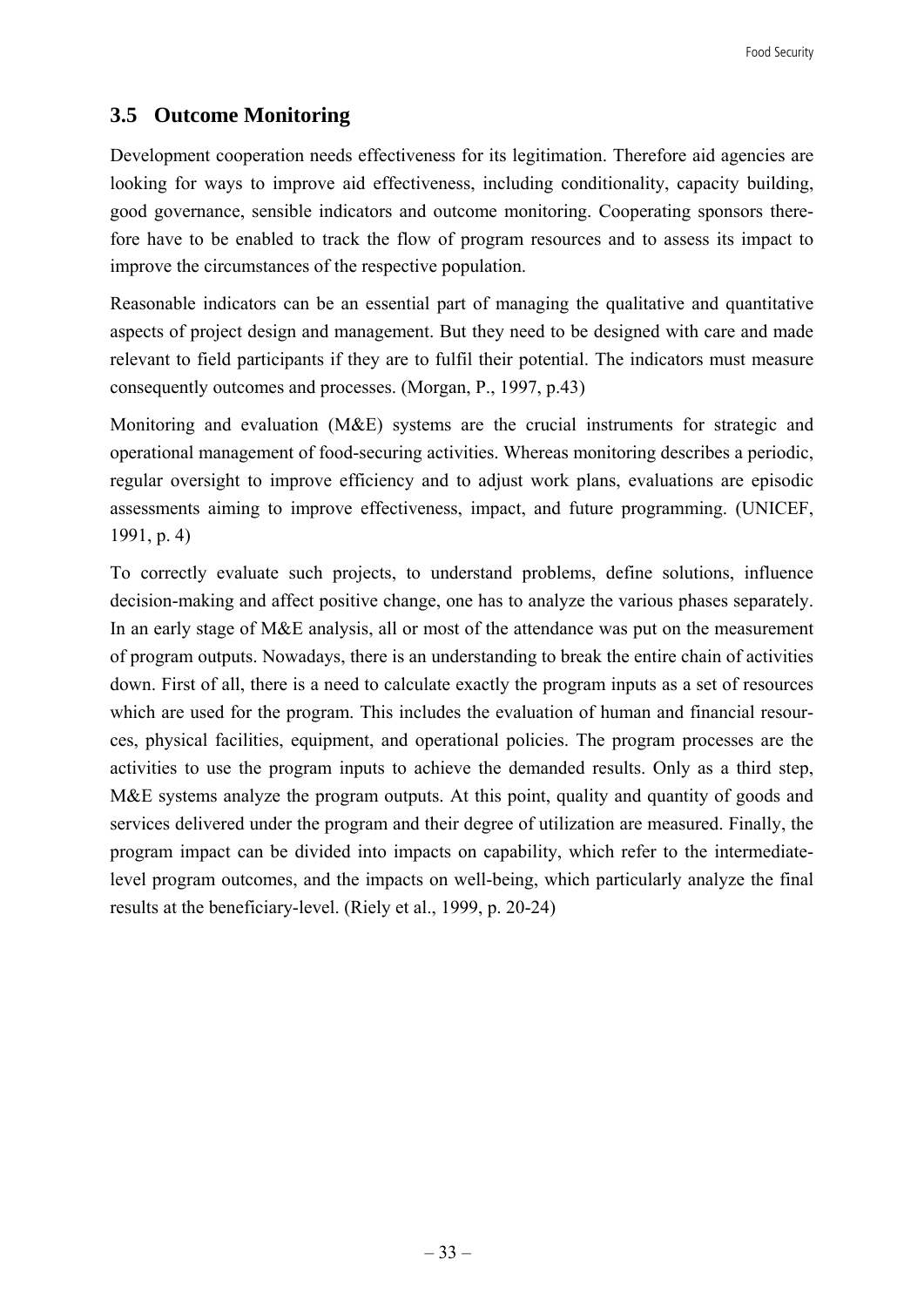## 3.5 Outcome Monitoring

Development cooperation needs effectiveness for its legitimation. Therefore aid agencies are looking for ways to improve aid effectiveness, including conditionality, capacity building, good governance, sensible indicators and outcome monitoring. Cooperating sponsors therefore have to be enabled to track the flow of program resources and to assess its impact to improve the circumstances of the respective population.

Reasonable indicators can be an essential part of managing the qualitative and quantitative aspects of project design and management. But they need to be designed with care and made relevant to field participants if they are to fulfil their potential. The indicators must measure consequently outcomes and processes. (Morgan, P., 1997, p.43)

Monitoring and evaluation (M&E) systems are the crucial instruments for strategic and operational management of food-securing activities. Whereas monitoring describes a periodic, regular oversight to improve efficiency and to adjust work plans, evaluations are episodic assessments aiming to improve effectiveness, impact, and future programming. (UNICEF, 1991, p. 4)

To correctly evaluate such projects, to understand problems, define solutions, influence decision-making and affect positive change, one has to analyze the various phases separately. In an early stage of M&E analysis, all or most of the attendance was put on the measurement of program outputs. Nowadays, there is an understanding to break the entire chain of activities down. First of all, there is a need to calculate exactly the program inputs as a set of resources which are used for the program. This includes the evaluation of human and financial resources, physical facilities, equipment, and operational policies. The program processes are the activities to use the program inputs to achieve the demanded results. Only as a third step, M&E systems analyze the program outputs. At this point, quality and quantity of goods and services delivered under the program and their degree of utilization are measured. Finally, the program impact can be divided into impacts on capability, which refer to the intermediate-level program outcomes, and the impacts on well-being, which particularly analyze the final results at the beneficiary-level. (Riely et al., 1999, p. 20-24)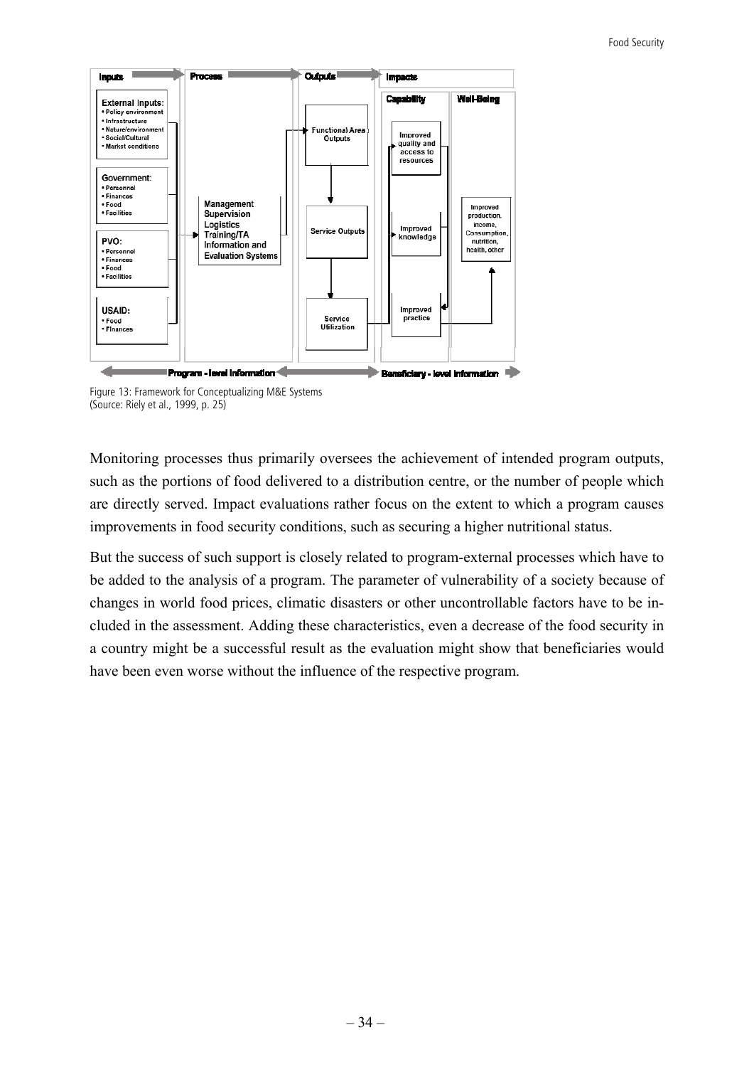Figure 13: Framework for Conceptualizing M&E Systems
(Source: Riely et al., 1999, p. 25)

Monitoring processes thus primarily oversees the achievement of intended program outputs, such as the portions of food delivered to a distribution centre, or the number of people which are directly served. Impact evaluations rather focus on the extent to which a program causes improvements in food security conditions, such as securing a higher nutritional status.

But the success of such support is closely related to program-external processes which have to be added to the analysis of a program. The parameter of vulnerability of a society because of changes in world food prices, climatic disasters or other uncontrollable factors have to be included in the assessment. Adding these characteristics, even a decrease of the food security in a country might be a successful result as the evaluation might show that beneficiaries would have been even worse without the influence of the respective program.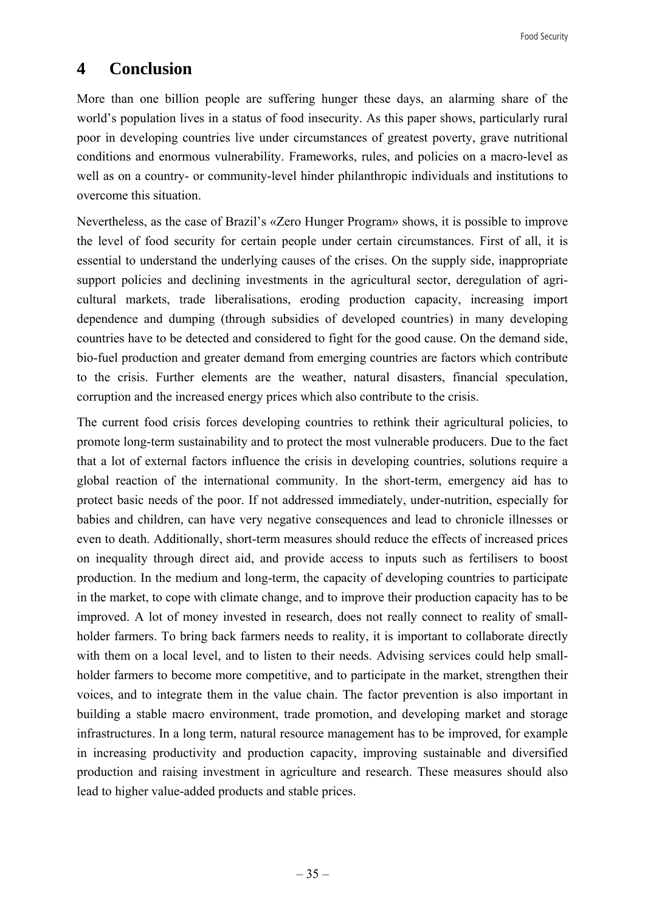# 4 Conclusion

More than one billion people are suffering hunger these days, an alarming share of the world's population lives in a status of food insecurity. As this paper shows, particularly rural poor in developing countries live under circumstances of greatest poverty, grave nutritional conditions and enormous vulnerability. Frameworks, rules, and policies on a macro-level as well as on a country- or community-level hinder philanthropic individuals and institutions to overcome this situation.

Nevertheless, as the case of Brazil's «Zero Hunger Program» shows, it is possible to improve the level of food security for certain people under certain circumstances. First of all, it is essential to understand the underlying causes of the crises. On the supply side, inappropriate support policies and declining investments in the agricultural sector, deregulation of agricultural markets, trade liberalisations, eroding production capacity, increasing import dependence and dumping (through subsidies of developed countries) in many developing countries have to be detected and considered to fight for the good cause. On the demand side, bio-fuel production and greater demand from emerging countries are factors which contribute to the crisis. Further elements are the weather, natural disasters, financial speculation, corruption and the increased energy prices which also contribute to the crisis.

The current food crisis forces developing countries to rethink their agricultural policies, to promote long-term sustainability and to protect the most vulnerable producers. Due to the fact that a lot of external factors influence the crisis in developing countries, solutions require a global reaction of the international community. In the short-term, emergency aid has to protect basic needs of the poor. If not addressed immediately, under-nutrition, especially for babies and children, can have very negative consequences and lead to chronicle illnesses or even to death. Additionally, short-term measures should reduce the effects of increased prices on inequality through direct aid, and provide access to inputs such as fertilisers to boost production. In the medium and long-term, the capacity of developing countries to participate in the market, to cope with climate change, and to improve their production capacity has to be improved. A lot of money invested in research, does not really connect to reality of small-holder farmers. To bring back farmers needs to reality, it is important to collaborate directly with them on a local level, and to listen to their needs. Advising services could help small-holder farmers to become more competitive, and to participate in the market, strengthen their voices, and to integrate them in the value chain. The factor prevention is also important in building a stable macro environment, trade promotion, and developing market and storage infrastructures. In a long term, natural resource management has to be improved, for example in increasing productivity and production capacity, improving sustainable and diversified production and raising investment in agriculture and research. These measures should also lead to higher value-added products and stable prices.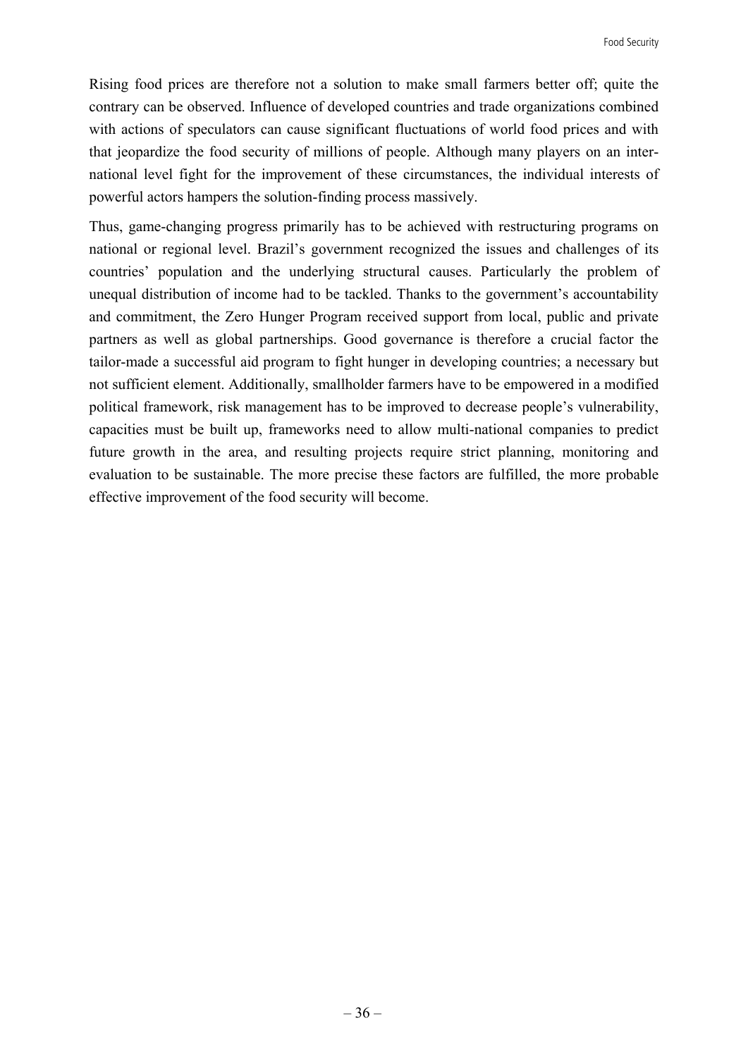Rising food prices are therefore not a solution to make small farmers better off; quite the contrary can be observed. Influence of developed countries and trade organizations combined with actions of speculators can cause significant fluctuations of world food prices and with that jeopardize the food security of millions of people. Although many players on an international level fight for the improvement of these circumstances, the individual interests of powerful actors hampers the solution-finding process massively.

Thus, game-changing progress primarily has to be achieved with restructuring programs on national or regional level. Brazil's government recognized the issues and challenges of its countries' population and the underlying structural causes. Particularly the problem of unequal distribution of income had to be tackled. Thanks to the government's accountability and commitment, the Zero Hunger Program received support from local, public and private partners as well as global partnerships. Good governance is therefore a crucial factor the tailor-made a successful aid program to fight hunger in developing countries; a necessary but not sufficient element. Additionally, smallholder farmers have to be empowered in a modified political framework, risk management has to be improved to decrease people's vulnerability, capacities must be built up, frameworks need to allow multi-national companies to predict future growth in the area, and resulting projects require strict planning, monitoring and evaluation to be sustainable. The more precise these factors are fulfilled, the more probable effective improvement of the food security will become.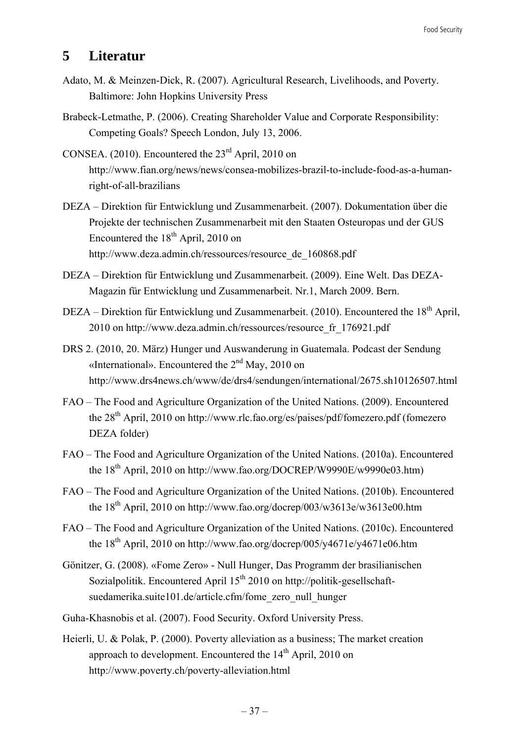# 5 Literatur

Adato, M. & Meinzen-Dick, R. (2007). Agricultural Research, Livelihoods, and Poverty. Baltimore: John Hopkins University Press

Brabeck-Letmathe, P. (2006). Creating Shareholder Value and Corporate Responsibility: Competing Goals? Speech London, July 13, 2006.

CONSEA. (2010). Encountered the 23rd April, 2010 on http://www.fian.org/news/news/consea-mobilizes-brazil-to-include-food-as-a-human-right-of-all-brazilians

DEZA – Direktion für Entwicklung und Zusammenarbeit. (2007). Dokumentation über die Projekte der technischen Zusammenarbeit mit den Staaten Osteuropas und der GUS Encountered the 18th April, 2010 on http://www.deza.admin.ch/ressources/resource_de_160868.pdf

DEZA – Direktion für Entwicklung und Zusammenarbeit. (2009). Eine Welt. Das DEZA-Magazin für Entwicklung und Zusammenarbeit. Nr.1, March 2009. Bern.

DEZA – Direktion für Entwicklung und Zusammenarbeit. (2010). Encountered the 18th April, 2010 on http://www.deza.admin.ch/ressources/resource_fr_176921.pdf

DRS 2. (2010, 20. März) Hunger und Auswanderung in Guatemala. Podcast der Sendung «International». Encountered the 2nd May, 2010 on http://www.drs4news.ch/www/de/drs4/sendungen/international/2675.sh10126507.html

FAO – The Food and Agriculture Organization of the United Nations. (2009). Encountered the 28th April, 2010 on http://www.rlc.fao.org/es/paises/pdf/fomezero.pdf (fomezero DEZA folder)

FAO – The Food and Agriculture Organization of the United Nations. (2010a). Encountered the 18th April, 2010 on http://www.fao.org/DOCREP/W9990E/w9990e03.htm)

FAO – The Food and Agriculture Organization of the United Nations. (2010b). Encountered the 18th April, 2010 on http://www.fao.org/docrep/003/w3613e/w3613e00.htm

FAO – The Food and Agriculture Organization of the United Nations. (2010c). Encountered the 18th April, 2010 on http://www.fao.org/docrep/005/y4671e/y4671e06.htm

Gönitzer, G. (2008). «Fome Zero» - Null Hunger, Das Programm der brasilianischen Sozialpolitik. Encountered April 15th 2010 on http://politik-gesellschaft-suedamerika.suite101.de/article.cfm/fome_zero_null_hunger

Guha-Khasnobis et al. (2007). Food Security. Oxford University Press.

Heierli, U. & Polak, P. (2000). Poverty alleviation as a business; The market creation approach to development. Encountered the 14th April, 2010 on http://www.poverty.ch/poverty-alleviation.html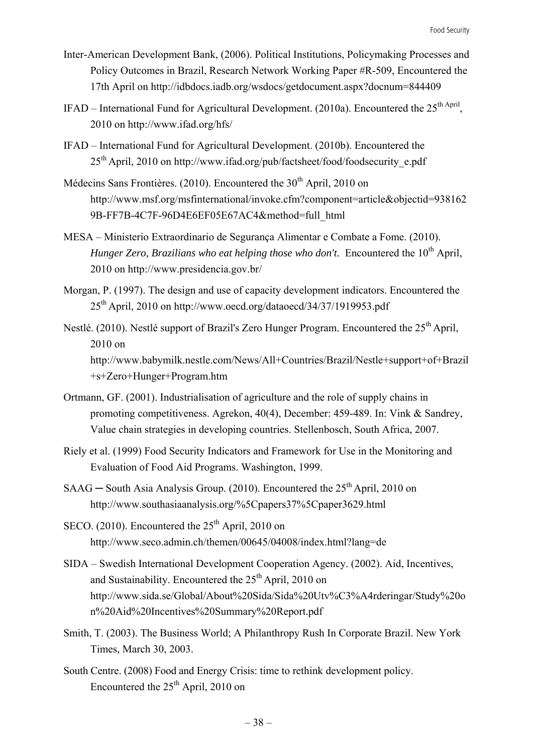Inter-American Development Bank, (2006). Political Institutions, Policymaking Processes and Policy Outcomes in Brazil, Research Network Working Paper #R-509, Encountered the 17th April on http://idbdocs.iadb.org/wsdocs/getdocument.aspx?docnum=844409

IFAD – International Fund for Agricultural Development. (2010a). Encountered the 25th April, 2010 on http://www.ifad.org/hfs/

IFAD – International Fund for Agricultural Development. (2010b). Encountered the 25th April, 2010 on http://www.ifad.org/pub/factsheet/food/foodsecurity_e.pdf

Médecins Sans Frontières. (2010). Encountered the 30th April, 2010 on http://www.msf.org/msfinternational/invoke.cfm?component=article&objectid=9381629B-FF7B-4C7F-96D4E6EF05E67AC4&method=full_html

MESA – Ministerio Extraordinario de Segurança Alimentar e Combate a Fome. (2010). *Hunger Zero, Brazilians who eat helping those who don't.* Encountered the 10th April, 2010 on http://www.presidencia.gov.br/

Morgan, P. (1997). The design and use of capacity development indicators. Encountered the 25th April, 2010 on http://www.oecd.org/dataoecd/34/37/1919953.pdf

Nestlé. (2010). Nestlé support of Brazil's Zero Hunger Program. Encountered the 25th April, 2010 on http://www.babymilk.nestle.com/News/All+Countries/Brazil/Nestle+support+of+Brazil+s+Zero+Hunger+Program.htm

Ortmann, GF. (2001). Industrialisation of agriculture and the role of supply chains in promoting competitiveness. Agrekon, 40(4), December: 459-489. In: Vink & Sandrey, Value chain strategies in developing countries. Stellenbosch, South Africa, 2007.

Riely et al. (1999) Food Security Indicators and Framework for Use in the Monitoring and Evaluation of Food Aid Programs. Washington, 1999.

SAAG ─ South Asia Analysis Group. (2010). Encountered the 25th April, 2010 on http://www.southasiaanalysis.org/%5Cpapers37%5Cpaper3629.html

SECO. (2010). Encountered the 25th April, 2010 on http://www.seco.admin.ch/themen/00645/04008/index.html?lang=de

SIDA – Swedish International Development Cooperation Agency. (2002). Aid, Incentives, and Sustainability. Encountered the 25th April, 2010 on http://www.sida.se/Global/About%20Sida/Sida%20Utv%C3%A4rderingar/Study%20on%20Aid%20Incentives%20Summary%20Report.pdf

Smith, T. (2003). The Business World; A Philanthropy Rush In Corporate Brazil. New York Times, March 30, 2003.

South Centre. (2008) Food and Energy Crisis: time to rethink development policy. Encountered the 25th April, 2010 on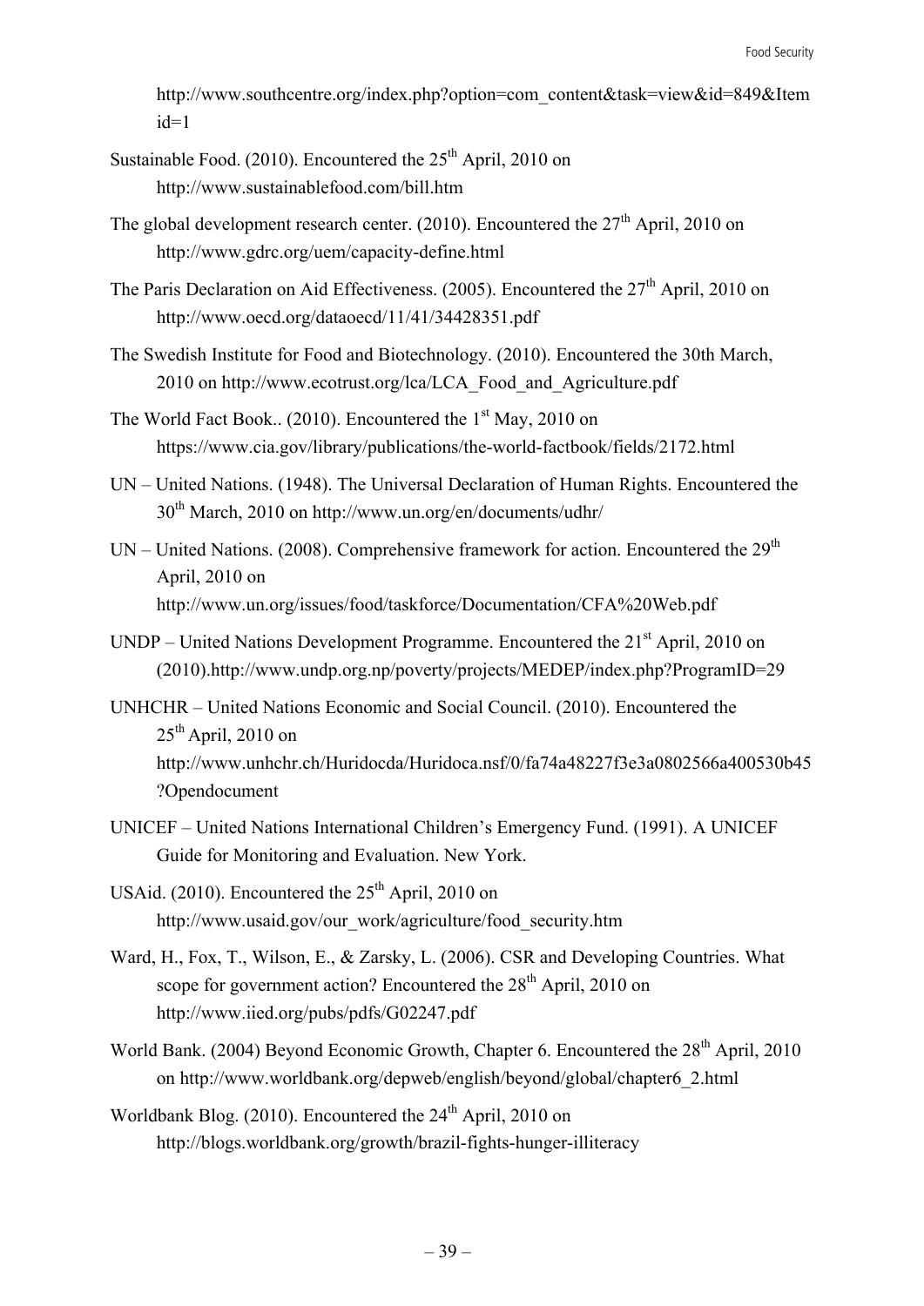http://www.southcentre.org/index.php?option=com_content&task=view&id=849&Itemid=1

Sustainable Food. (2010). Encountered the 25th April, 2010 on http://www.sustainablefood.com/bill.htm

The global development research center. (2010). Encountered the 27th April, 2010 on http://www.gdrc.org/uem/capacity-define.html

The Paris Declaration on Aid Effectiveness. (2005). Encountered the 27th April, 2010 on http://www.oecd.org/dataoecd/11/41/34428351.pdf

The Swedish Institute for Food and Biotechnology. (2010). Encountered the 30th March, 2010 on http://www.ecotrust.org/lca/LCA_Food_and_Agriculture.pdf

The World Fact Book.. (2010). Encountered the 1st May, 2010 on https://www.cia.gov/library/publications/the-world-factbook/fields/2172.html

UN – United Nations. (1948). The Universal Declaration of Human Rights. Encountered the 30th March, 2010 on http://www.un.org/en/documents/udhr/

UN – United Nations. (2008). Comprehensive framework for action. Encountered the 29th April, 2010 on http://www.un.org/issues/food/taskforce/Documentation/CFA%20Web.pdf

UNDP – United Nations Development Programme. Encountered the 21st April, 2010 on (2010).http://www.undp.org.np/poverty/projects/MEDEP/index.php?ProgramID=29

UNHCHR – United Nations Economic and Social Council. (2010). Encountered the 25th April, 2010 on http://www.unhchr.ch/Huridocda/Huridoca.nsf/0/fa74a48227f3e3a0802566a400530b45?Opendocument

UNICEF – United Nations International Children's Emergency Fund. (1991). A UNICEF Guide for Monitoring and Evaluation. New York.

USAid. (2010). Encountered the 25th April, 2010 on http://www.usaid.gov/our_work/agriculture/food_security.htm

Ward, H., Fox, T., Wilson, E., & Zarsky, L. (2006). CSR and Developing Countries. What scope for government action? Encountered the 28th April, 2010 on http://www.iied.org/pubs/pdfs/G02247.pdf

World Bank. (2004) Beyond Economic Growth, Chapter 6. Encountered the 28th April, 2010 on http://www.worldbank.org/depweb/english/beyond/global/chapter6_2.html

Worldbank Blog. (2010). Encountered the 24th April, 2010 on http://blogs.worldbank.org/growth/brazil-fights-hunger-illiteracy